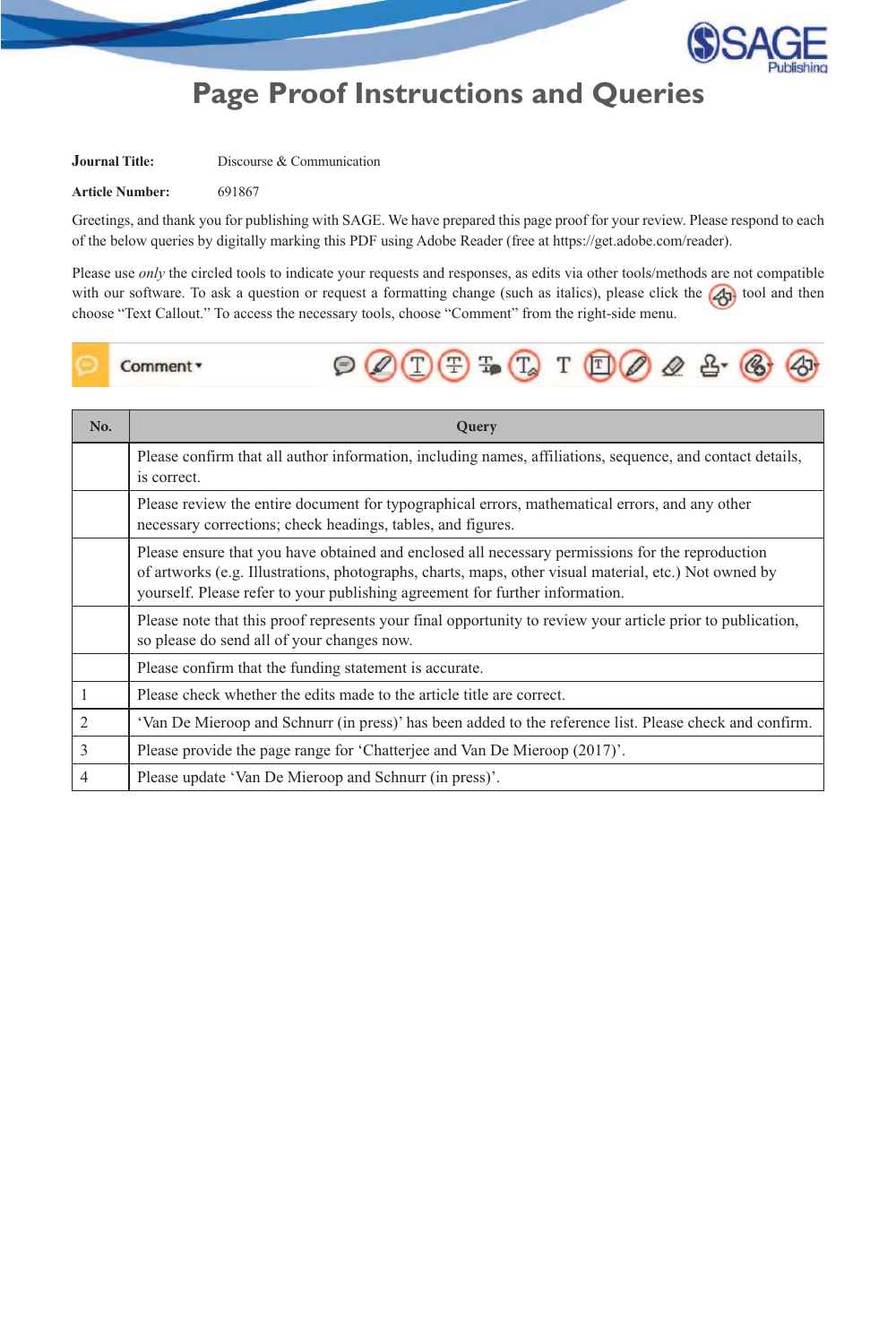# Page Proof Instructions and Queries

**Journal Title:** Discourse & Communication

**Article Number:** 691867

Greetings, and thank you for publishing with SAGE. We have prepared this page proof for your review. Please respond to each of the below queries by digitally marking this PDF using Adobe Reader (free at https://get.adobe.com/reader).

Please use *only* the circled tools to indicate your requests and responses, as edits via other tools/methods are not compatible with our software. To ask a question or request a formatting change (such as italics), please click the tool and then choose "Text Callout." To access the necessary tools, choose "Comment" from the right-side menu.

| No. | Query |
|---|---|
| | Please confirm that all author information, including names, affiliations, sequence, and contact details, is correct. |
| | Please review the entire document for typographical errors, mathematical errors, and any other necessary corrections; check headings, tables, and figures. |
| | Please ensure that you have obtained and enclosed all necessary permissions for the reproduction of artworks (e.g. Illustrations, photographs, charts, maps, other visual material, etc.) Not owned by yourself. Please refer to your publishing agreement for further information. |
| | Please note that this proof represents your final opportunity to review your article prior to publication, so please do send all of your changes now. |
| | Please confirm that the funding statement is accurate. |
| 1 | Please check whether the edits made to the article title are correct. |
| 2 | 'Van De Mieroop and Schnurr (in press)' has been added to the reference list. Please check and confirm. |
| 3 | Please provide the page range for 'Chatterjee and Van De Mieroop (2017)'. |
| 4 | Please update 'Van De Mieroop and Schnurr (in press)'. |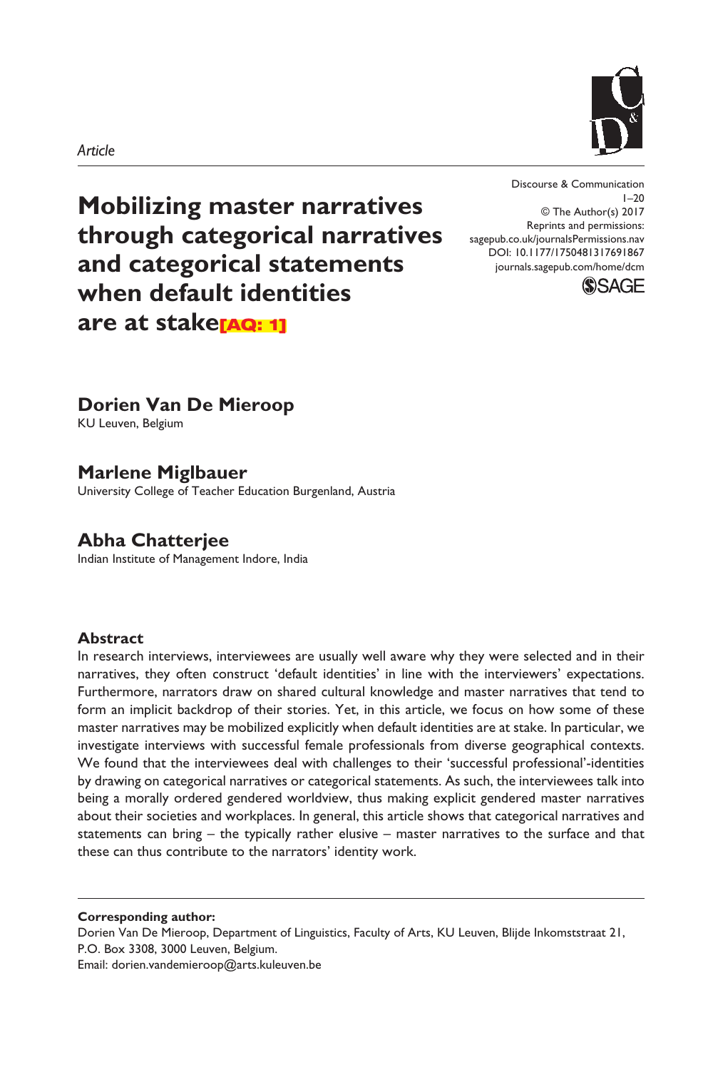*Article*

# Mobilizing master narratives through categorical narratives and categorical statements when default identities are at stake[AQ: 1]

Discourse & Communication
1–20
© The Author(s) 2017
Reprints and permissions:
sagepub.co.uk/journalsPermissions.nav
DOI: 10.1177/1750481317691867
journals.sagepub.com/home/dcm

**Dorien Van De Mieroop**
KU Leuven, Belgium

**Marlene Miglbauer**
University College of Teacher Education Burgenland, Austria

**Abha Chatterjee**
Indian Institute of Management Indore, India

## Abstract

In research interviews, interviewees are usually well aware why they were selected and in their narratives, they often construct 'default identities' in line with the interviewers' expectations. Furthermore, narrators draw on shared cultural knowledge and master narratives that tend to form an implicit backdrop of their stories. Yet, in this article, we focus on how some of these master narratives may be mobilized explicitly when default identities are at stake. In particular, we investigate interviews with successful female professionals from diverse geographical contexts. We found that the interviewees deal with challenges to their 'successful professional'-identities by drawing on categorical narratives or categorical statements. As such, the interviewees talk into being a morally ordered gendered worldview, thus making explicit gendered master narratives about their societies and workplaces. In general, this article shows that categorical narratives and statements can bring – the typically rather elusive – master narratives to the surface and that these can thus contribute to the narrators' identity work.

**Corresponding author:**
Dorien Van De Mieroop, Department of Linguistics, Faculty of Arts, KU Leuven, Blijde Inkomststraat 21, P.O. Box 3308, 3000 Leuven, Belgium.
Email: dorien.vandemieroop@arts.kuleuven.be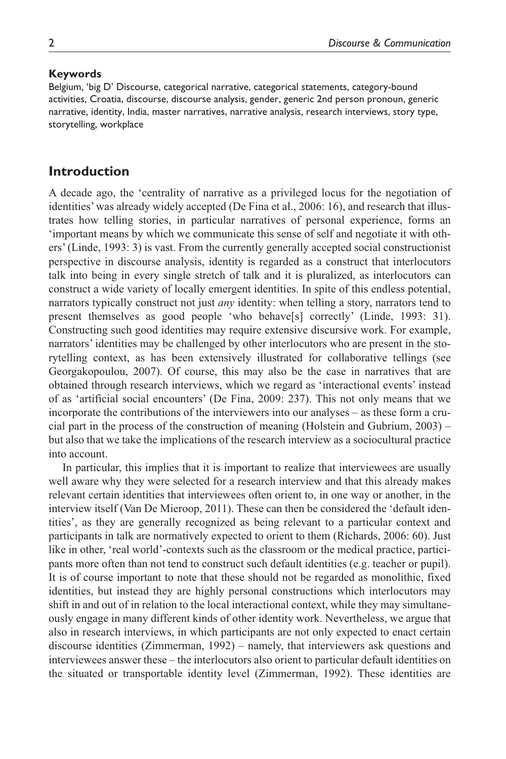**Keywords**

Belgium, 'big D' Discourse, categorical narrative, categorical statements, category-bound activities, Croatia, discourse, discourse analysis, gender, generic 2nd person pronoun, generic narrative, identity, India, master narratives, narrative analysis, research interviews, story type, storytelling, workplace

## Introduction

A decade ago, the 'centrality of narrative as a privileged locus for the negotiation of identities' was already widely accepted (De Fina et al., 2006: 16), and research that illustrates how telling stories, in particular narratives of personal experience, forms an 'important means by which we communicate this sense of self and negotiate it with others' (Linde, 1993: 3) is vast. From the currently generally accepted social constructionist perspective in discourse analysis, identity is regarded as a construct that interlocutors talk into being in every single stretch of talk and it is pluralized, as interlocutors can construct a wide variety of locally emergent identities. In spite of this endless potential, narrators typically construct not just *any* identity: when telling a story, narrators tend to present themselves as good people 'who behave[s] correctly' (Linde, 1993: 31). Constructing such good identities may require extensive discursive work. For example, narrators' identities may be challenged by other interlocutors who are present in the storytelling context, as has been extensively illustrated for collaborative tellings (see Georgakopoulou, 2007). Of course, this may also be the case in narratives that are obtained through research interviews, which we regard as 'interactional events' instead of as 'artificial social encounters' (De Fina, 2009: 237). This not only means that we incorporate the contributions of the interviewers into our analyses – as these form a crucial part in the process of the construction of meaning (Holstein and Gubrium, 2003) – but also that we take the implications of the research interview as a sociocultural practice into account.

In particular, this implies that it is important to realize that interviewees are usually well aware why they were selected for a research interview and that this already makes relevant certain identities that interviewees often orient to, in one way or another, in the interview itself (Van De Mieroop, 2011). These can then be considered the 'default identities', as they are generally recognized as being relevant to a particular context and participants in talk are normatively expected to orient to them (Richards, 2006: 60). Just like in other, 'real world'-contexts such as the classroom or the medical practice, participants more often than not tend to construct such default identities (e.g. teacher or pupil). It is of course important to note that these should not be regarded as monolithic, fixed identities, but instead they are highly personal constructions which interlocutors may shift in and out of in relation to the local interactional context, while they may simultaneously engage in many different kinds of other identity work. Nevertheless, we argue that also in research interviews, in which participants are not only expected to enact certain discourse identities (Zimmerman, 1992) – namely, that interviewers ask questions and interviewees answer these – the interlocutors also orient to particular default identities on the situated or transportable identity level (Zimmerman, 1992). These identities are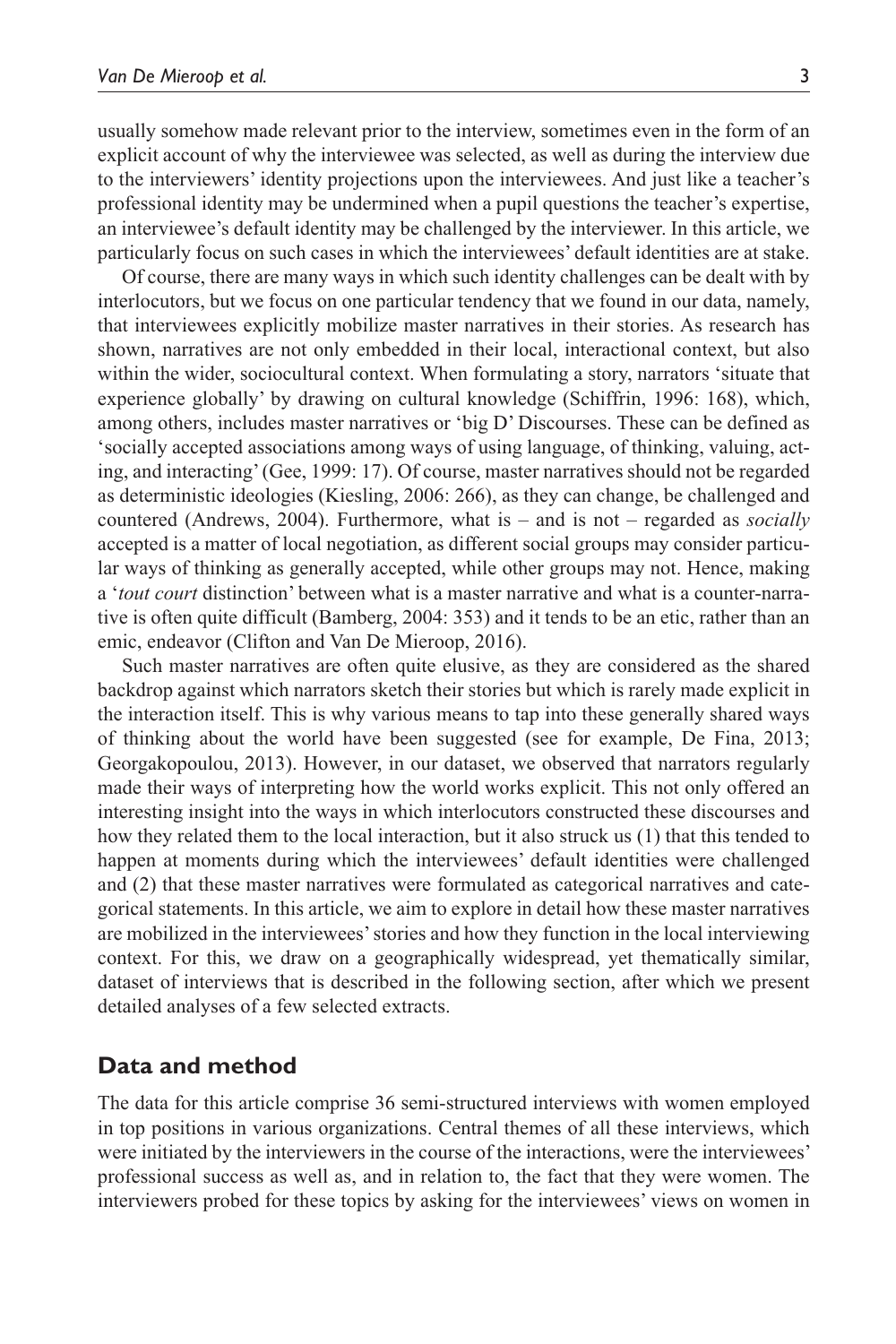usually somehow made relevant prior to the interview, sometimes even in the form of an explicit account of why the interviewee was selected, as well as during the interview due to the interviewers' identity projections upon the interviewees. And just like a teacher's professional identity may be undermined when a pupil questions the teacher's expertise, an interviewee's default identity may be challenged by the interviewer. In this article, we particularly focus on such cases in which the interviewees' default identities are at stake.

Of course, there are many ways in which such identity challenges can be dealt with by interlocutors, but we focus on one particular tendency that we found in our data, namely, that interviewees explicitly mobilize master narratives in their stories. As research has shown, narratives are not only embedded in their local, interactional context, but also within the wider, sociocultural context. When formulating a story, narrators 'situate that experience globally' by drawing on cultural knowledge (Schiffrin, 1996: 168), which, among others, includes master narratives or 'big D' Discourses. These can be defined as 'socially accepted associations among ways of using language, of thinking, valuing, acting, and interacting' (Gee, 1999: 17). Of course, master narratives should not be regarded as deterministic ideologies (Kiesling, 2006: 266), as they can change, be challenged and countered (Andrews, 2004). Furthermore, what is – and is not – regarded as *socially* accepted is a matter of local negotiation, as different social groups may consider particular ways of thinking as generally accepted, while other groups may not. Hence, making a '*tout court* distinction' between what is a master narrative and what is a counter-narrative is often quite difficult (Bamberg, 2004: 353) and it tends to be an etic, rather than an emic, endeavor (Clifton and Van De Mieroop, 2016).

Such master narratives are often quite elusive, as they are considered as the shared backdrop against which narrators sketch their stories but which is rarely made explicit in the interaction itself. This is why various means to tap into these generally shared ways of thinking about the world have been suggested (see for example, De Fina, 2013; Georgakopoulou, 2013). However, in our dataset, we observed that narrators regularly made their ways of interpreting how the world works explicit. This not only offered an interesting insight into the ways in which interlocutors constructed these discourses and how they related them to the local interaction, but it also struck us (1) that this tended to happen at moments during which the interviewees' default identities were challenged and (2) that these master narratives were formulated as categorical narratives and categorical statements. In this article, we aim to explore in detail how these master narratives are mobilized in the interviewees' stories and how they function in the local interviewing context. For this, we draw on a geographically widespread, yet thematically similar, dataset of interviews that is described in the following section, after which we present detailed analyses of a few selected extracts.

## Data and method

The data for this article comprise 36 semi-structured interviews with women employed in top positions in various organizations. Central themes of all these interviews, which were initiated by the interviewers in the course of the interactions, were the interviewees' professional success as well as, and in relation to, the fact that they were women. The interviewers probed for these topics by asking for the interviewees' views on women in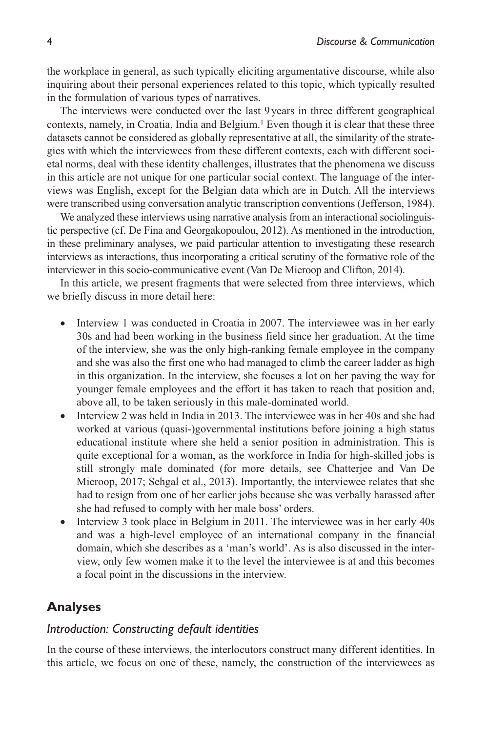the workplace in general, as such typically eliciting argumentative discourse, while also inquiring about their personal experiences related to this topic, which typically resulted in the formulation of various types of narratives.

The interviews were conducted over the last 9 years in three different geographical contexts, namely, in Croatia, India and Belgium.[1] Even though it is clear that these three datasets cannot be considered as globally representative at all, the similarity of the strategies with which the interviewees from these different contexts, each with different societal norms, deal with these identity challenges, illustrates that the phenomena we discuss in this article are not unique for one particular social context. The language of the interviews was English, except for the Belgian data which are in Dutch. All the interviews were transcribed using conversation analytic transcription conventions (Jefferson, 1984).

We analyzed these interviews using narrative analysis from an interactional sociolinguistic perspective (cf. De Fina and Georgakopoulou, 2012). As mentioned in the introduction, in these preliminary analyses, we paid particular attention to investigating these research interviews as interactions, thus incorporating a critical scrutiny of the formative role of the interviewer in this socio-communicative event (Van De Mieroop and Clifton, 2014).

In this article, we present fragments that were selected from three interviews, which we briefly discuss in more detail here:

- Interview 1 was conducted in Croatia in 2007. The interviewee was in her early 30s and had been working in the business field since her graduation. At the time of the interview, she was the only high-ranking female employee in the company and she was also the first one who had managed to climb the career ladder as high in this organization. In the interview, she focuses a lot on her paving the way for younger female employees and the effort it has taken to reach that position and, above all, to be taken seriously in this male-dominated world.
- Interview 2 was held in India in 2013. The interviewee was in her 40s and she had worked at various (quasi-)governmental institutions before joining a high status educational institute where she held a senior position in administration. This is quite exceptional for a woman, as the workforce in India for high-skilled jobs is still strongly male dominated (for more details, see Chatterjee and Van De Mieroop, 2017; Sehgal et al., 2013). Importantly, the interviewee relates that she had to resign from one of her earlier jobs because she was verbally harassed after she had refused to comply with her male boss' orders.
- Interview 3 took place in Belgium in 2011. The interviewee was in her early 40s and was a high-level employee of an international company in the financial domain, which she describes as a 'man's world'. As is also discussed in the interview, only few women make it to the level the interviewee is at and this becomes a focal point in the discussions in the interview.

## Analyses

### *Introduction: Constructing default identities*

In the course of these interviews, the interlocutors construct many different identities. In this article, we focus on one of these, namely, the construction of the interviewees as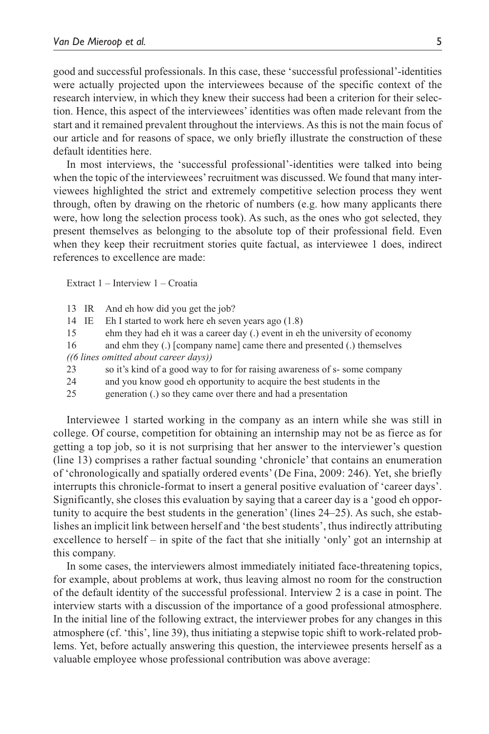good and successful professionals. In this case, these 'successful professional'-identities were actually projected upon the interviewees because of the specific context of the research interview, in which they knew their success had been a criterion for their selection. Hence, this aspect of the interviewees' identities was often made relevant from the start and it remained prevalent throughout the interviews. As this is not the main focus of our article and for reasons of space, we only briefly illustrate the construction of these default identities here.

In most interviews, the 'successful professional'-identities were talked into being when the topic of the interviewees' recruitment was discussed. We found that many interviewees highlighted the strict and extremely competitive selection process they went through, often by drawing on the rhetoric of numbers (e.g. how many applicants there were, how long the selection process took). As such, as the ones who got selected, they present themselves as belonging to the absolute top of their professional field. Even when they keep their recruitment stories quite factual, as interviewee 1 does, indirect references to excellence are made:

Extract 1 – Interview 1 – Croatia

```
13  IR   And eh how did you get the job?
14  IE   Eh I started to work here eh seven years ago (1.8)
15       ehm they had eh it was a career day (.) event in eh the university of economy
16       and ehm they (.) [company name] came there and presented (.) themselves
((6 lines omitted about career days))
23       so it's kind of a good way to for for raising awareness of s- some company
24       and you know good eh opportunity to acquire the best students in the
25       generation (.) so they came over there and had a presentation
```

Interviewee 1 started working in the company as an intern while she was still in college. Of course, competition for obtaining an internship may not be as fierce as for getting a top job, so it is not surprising that her answer to the interviewer's question (line 13) comprises a rather factual sounding 'chronicle' that contains an enumeration of 'chronologically and spatially ordered events' (De Fina, 2009: 246). Yet, she briefly interrupts this chronicle-format to insert a general positive evaluation of 'career days'. Significantly, she closes this evaluation by saying that a career day is a 'good eh opportunity to acquire the best students in the generation' (lines 24–25). As such, she establishes an implicit link between herself and 'the best students', thus indirectly attributing excellence to herself – in spite of the fact that she initially 'only' got an internship at this company.

In some cases, the interviewers almost immediately initiated face-threatening topics, for example, about problems at work, thus leaving almost no room for the construction of the default identity of the successful professional. Interview 2 is a case in point. The interview starts with a discussion of the importance of a good professional atmosphere. In the initial line of the following extract, the interviewer probes for any changes in this atmosphere (cf. 'this', line 39), thus initiating a stepwise topic shift to work-related problems. Yet, before actually answering this question, the interviewee presents herself as a valuable employee whose professional contribution was above average: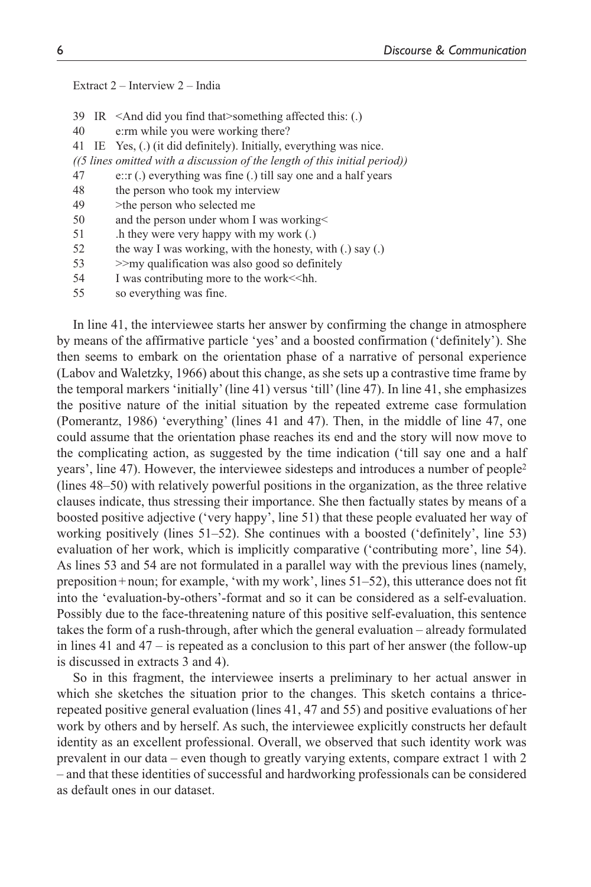Extract 2 – Interview 2 – India

```
39  IR  <And did you find that>something affected this: (.)
40      e:rm while you were working there?
41  IE  Yes, (.) (it did definitely). Initially, everything was nice.
((5 lines omitted with a discussion of the length of this initial period))
47      e::r (.) everything was fine (.) till say one and a half years
48      the person who took my interview
49      >the person who selected me
50      and the person under whom I was working<
51      .h they were very happy with my work (.)
52      the way I was working, with the honesty, with (.) say (.)
53      >>my qualification was also good so definitely
54      I was contributing more to the work<<hh.
55      so everything was fine.
```

In line 41, the interviewee starts her answer by confirming the change in atmosphere by means of the affirmative particle 'yes' and a boosted confirmation ('definitely'). She then seems to embark on the orientation phase of a narrative of personal experience (Labov and Waletzky, 1966) about this change, as she sets up a contrastive time frame by the temporal markers 'initially' (line 41) versus 'till' (line 47). In line 41, she emphasizes the positive nature of the initial situation by the repeated extreme case formulation (Pomerantz, 1986) 'everything' (lines 41 and 47). Then, in the middle of line 47, one could assume that the orientation phase reaches its end and the story will now move to the complicating action, as suggested by the time indication ('till say one and a half years', line 47). However, the interviewee sidesteps and introduces a number of people[2] (lines 48–50) with relatively powerful positions in the organization, as the three relative clauses indicate, thus stressing their importance. She then factually states by means of a boosted positive adjective ('very happy', line 51) that these people evaluated her way of working positively (lines 51–52). She continues with a boosted ('definitely', line 53) evaluation of her work, which is implicitly comparative ('contributing more', line 54). As lines 53 and 54 are not formulated in a parallel way with the previous lines (namely, preposition + noun; for example, 'with my work', lines 51–52), this utterance does not fit into the 'evaluation-by-others'-format and so it can be considered as a self-evaluation. Possibly due to the face-threatening nature of this positive self-evaluation, this sentence takes the form of a rush-through, after which the general evaluation – already formulated in lines 41 and 47 – is repeated as a conclusion to this part of her answer (the follow-up is discussed in extracts 3 and 4).

So in this fragment, the interviewee inserts a preliminary to her actual answer in which she sketches the situation prior to the changes. This sketch contains a thrice-repeated positive general evaluation (lines 41, 47 and 55) and positive evaluations of her work by others and by herself. As such, the interviewee explicitly constructs her default identity as an excellent professional. Overall, we observed that such identity work was prevalent in our data – even though to greatly varying extents, compare extract 1 with 2 – and that these identities of successful and hardworking professionals can be considered as default ones in our dataset.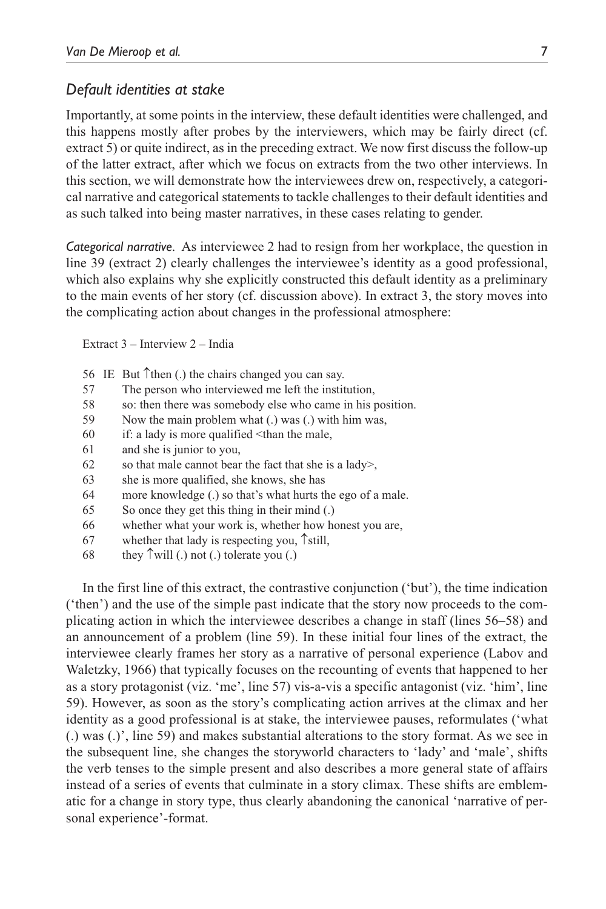## *Default identities at stake*

Importantly, at some points in the interview, these default identities were challenged, and this happens mostly after probes by the interviewers, which may be fairly direct (cf. extract 5) or quite indirect, as in the preceding extract. We now first discuss the follow-up of the latter extract, after which we focus on extracts from the two other interviews. In this section, we will demonstrate how the interviewees drew on, respectively, a categorical narrative and categorical statements to tackle challenges to their default identities and as such talked into being master narratives, in these cases relating to gender.

*Categorical narrative.* As interviewee 2 had to resign from her workplace, the question in line 39 (extract 2) clearly challenges the interviewee's identity as a good professional, which also explains why she explicitly constructed this default identity as a preliminary to the main events of her story (cf. discussion above). In extract 3, the story moves into the complicating action about changes in the professional atmosphere:

Extract 3 – Interview 2 – India

```
56  IE  But ↑then (.) the chairs changed you can say.
57      The person who interviewed me left the institution,
58      so: then there was somebody else who came in his position.
59      Now the main problem what (.) was (.) with him was,
60      if: a lady is more qualified <than the male,
61      and she is junior to you,
62      so that male cannot bear the fact that she is a lady>,
63      she is more qualified, she knows, she has
64      more knowledge (.) so that's what hurts the ego of a male.
65      So once they get this thing in their mind (.)
66      whether what your work is, whether how honest you are,
67      whether that lady is respecting you, ↑still,
68      they ↑will (.) not (.) tolerate you (.)
```

In the first line of this extract, the contrastive conjunction ('but'), the time indication ('then') and the use of the simple past indicate that the story now proceeds to the complicating action in which the interviewee describes a change in staff (lines 56–58) and an announcement of a problem (line 59). In these initial four lines of the extract, the interviewee clearly frames her story as a narrative of personal experience (Labov and Waletzky, 1966) that typically focuses on the recounting of events that happened to her as a story protagonist (viz. 'me', line 57) vis-a-vis a specific antagonist (viz. 'him', line 59). However, as soon as the story's complicating action arrives at the climax and her identity as a good professional is at stake, the interviewee pauses, reformulates ('what (.) was (.)', line 59) and makes substantial alterations to the story format. As we see in the subsequent line, she changes the storyworld characters to 'lady' and 'male', shifts the verb tenses to the simple present and also describes a more general state of affairs instead of a series of events that culminate in a story climax. These shifts are emblematic for a change in story type, thus clearly abandoning the canonical 'narrative of personal experience'-format.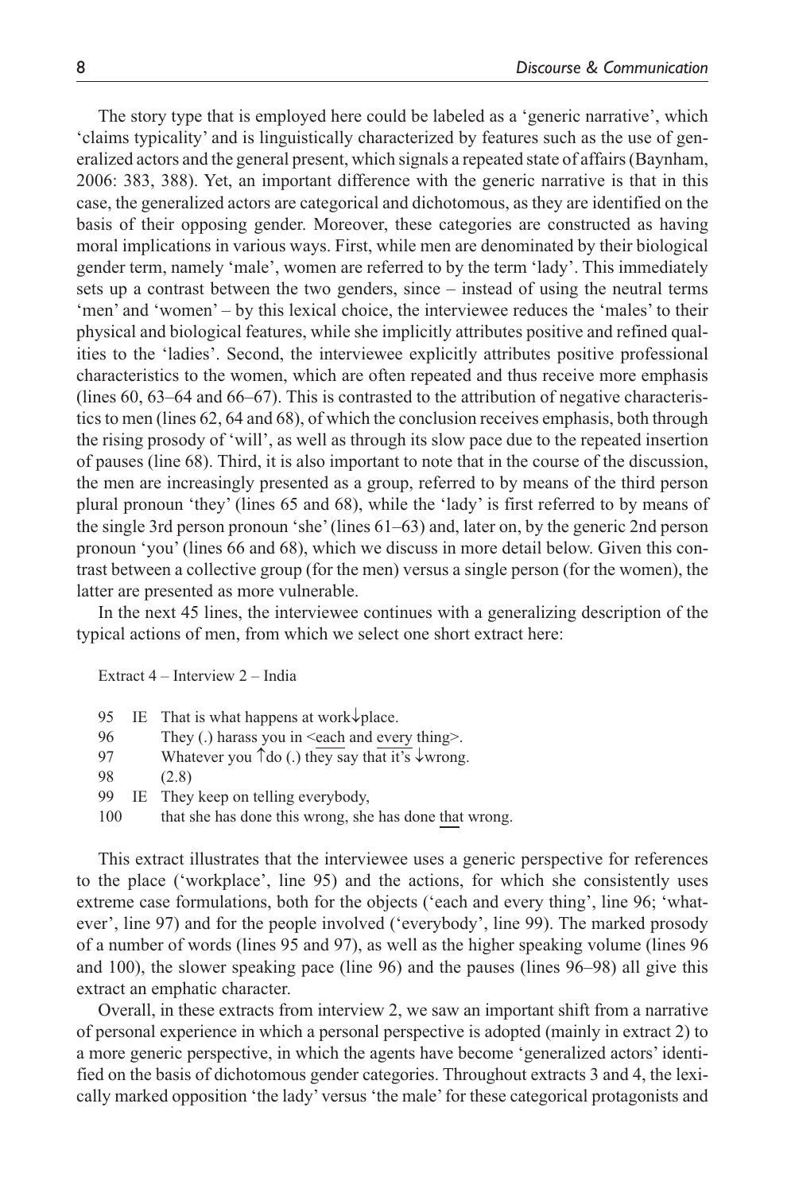The story type that is employed here could be labeled as a 'generic narrative', which 'claims typicality' and is linguistically characterized by features such as the use of generalized actors and the general present, which signals a repeated state of affairs (Baynham, 2006: 383, 388). Yet, an important difference with the generic narrative is that in this case, the generalized actors are categorical and dichotomous, as they are identified on the basis of their opposing gender. Moreover, these categories are constructed as having moral implications in various ways. First, while men are denominated by their biological gender term, namely 'male', women are referred to by the term 'lady'. This immediately sets up a contrast between the two genders, since – instead of using the neutral terms 'men' and 'women' – by this lexical choice, the interviewee reduces the 'males' to their physical and biological features, while she implicitly attributes positive and refined qualities to the 'ladies'. Second, the interviewee explicitly attributes positive professional characteristics to the women, which are often repeated and thus receive more emphasis (lines 60, 63–64 and 66–67). This is contrasted to the attribution of negative characteristics to men (lines 62, 64 and 68), of which the conclusion receives emphasis, both through the rising prosody of 'will', as well as through its slow pace due to the repeated insertion of pauses (line 68). Third, it is also important to note that in the course of the discussion, the men are increasingly presented as a group, referred to by means of the third person plural pronoun 'they' (lines 65 and 68), while the 'lady' is first referred to by means of the single 3rd person pronoun 'she' (lines 61–63) and, later on, by the generic 2nd person pronoun 'you' (lines 66 and 68), which we discuss in more detail below. Given this contrast between a collective group (for the men) versus a single person (for the women), the latter are presented as more vulnerable.

In the next 45 lines, the interviewee continues with a generalizing description of the typical actions of men, from which we select one short extract here:

Extract 4 – Interview 2 – India

```
95   IE  That is what happens at work↓place.
96       They (.) harass you in <each and every thing>.
97       Whatever you ↑do (.) they say that it's ↓wrong.
98       (2.8)
99   IE  They keep on telling everybody,
100      that she has done this wrong, she has done that wrong.
```

This extract illustrates that the interviewee uses a generic perspective for references to the place ('workplace', line 95) and the actions, for which she consistently uses extreme case formulations, both for the objects ('each and every thing', line 96; 'whatever', line 97) and for the people involved ('everybody', line 99). The marked prosody of a number of words (lines 95 and 97), as well as the higher speaking volume (lines 96 and 100), the slower speaking pace (line 96) and the pauses (lines 96–98) all give this extract an emphatic character.

Overall, in these extracts from interview 2, we saw an important shift from a narrative of personal experience in which a personal perspective is adopted (mainly in extract 2) to a more generic perspective, in which the agents have become 'generalized actors' identified on the basis of dichotomous gender categories. Throughout extracts 3 and 4, the lexically marked opposition 'the lady' versus 'the male' for these categorical protagonists and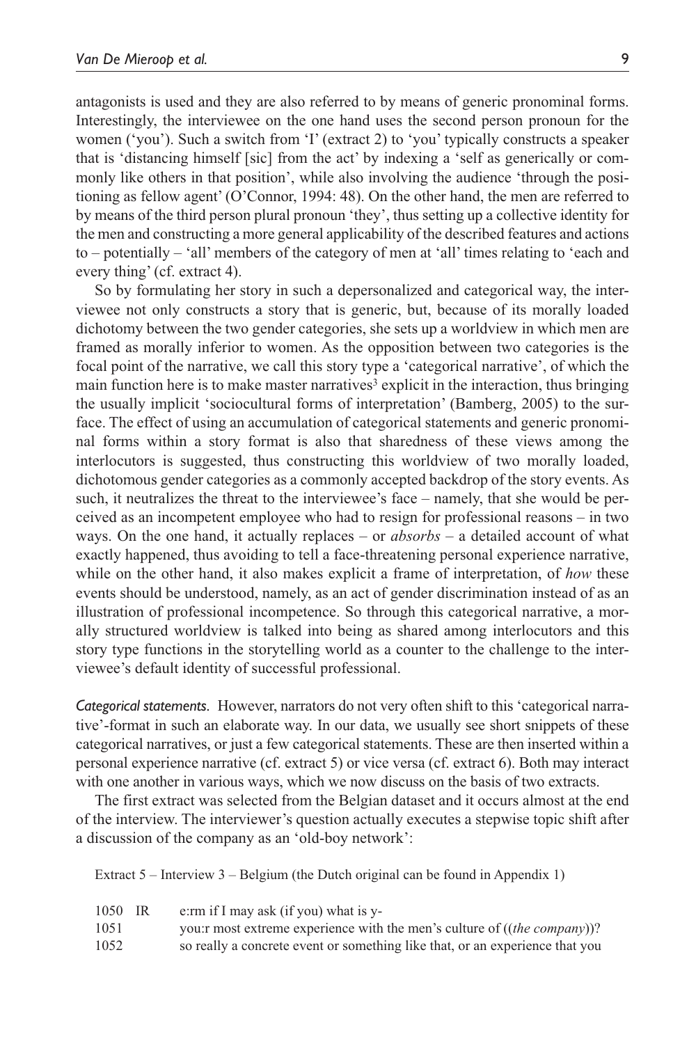antagonists is used and they are also referred to by means of generic pronominal forms. Interestingly, the interviewee on the one hand uses the second person pronoun for the women ('you'). Such a switch from 'I' (extract 2) to 'you' typically constructs a speaker that is 'distancing himself [sic] from the act' by indexing a 'self as generically or commonly like others in that position', while also involving the audience 'through the positioning as fellow agent' (O'Connor, 1994: 48). On the other hand, the men are referred to by means of the third person plural pronoun 'they', thus setting up a collective identity for the men and constructing a more general applicability of the described features and actions to – potentially – 'all' members of the category of men at 'all' times relating to 'each and every thing' (cf. extract 4).

So by formulating her story in such a depersonalized and categorical way, the interviewee not only constructs a story that is generic, but, because of its morally loaded dichotomy between the two gender categories, she sets up a worldview in which men are framed as morally inferior to women. As the opposition between two categories is the focal point of the narrative, we call this story type a 'categorical narrative', of which the main function here is to make master narratives[3] explicit in the interaction, thus bringing the usually implicit 'sociocultural forms of interpretation' (Bamberg, 2005) to the surface. The effect of using an accumulation of categorical statements and generic pronominal forms within a story format is also that sharedness of these views among the interlocutors is suggested, thus constructing this worldview of two morally loaded, dichotomous gender categories as a commonly accepted backdrop of the story events. As such, it neutralizes the threat to the interviewee's face – namely, that she would be perceived as an incompetent employee who had to resign for professional reasons – in two ways. On the one hand, it actually replaces – or *absorbs* – a detailed account of what exactly happened, thus avoiding to tell a face-threatening personal experience narrative, while on the other hand, it also makes explicit a frame of interpretation, of *how* these events should be understood, namely, as an act of gender discrimination instead of as an illustration of professional incompetence. So through this categorical narrative, a morally structured worldview is talked into being as shared among interlocutors and this story type functions in the storytelling world as a counter to the challenge to the interviewee's default identity of successful professional.

*Categorical statements.* However, narrators do not very often shift to this 'categorical narrative'-format in such an elaborate way. In our data, we usually see short snippets of these categorical narratives, or just a few categorical statements. These are then inserted within a personal experience narrative (cf. extract 5) or vice versa (cf. extract 6). Both may interact with one another in various ways, which we now discuss on the basis of two extracts.

The first extract was selected from the Belgian dataset and it occurs almost at the end of the interview. The interviewer's question actually executes a stepwise topic shift after a discussion of the company as an 'old-boy network':

Extract 5 – Interview 3 – Belgium (the Dutch original can be found in Appendix 1)

```
1050  IR   e:rm if I may ask (if you) what is y-
1051       you:r most extreme experience with the men's culture of ((the company))?
1052       so really a concrete event or something like that, or an experience that you
```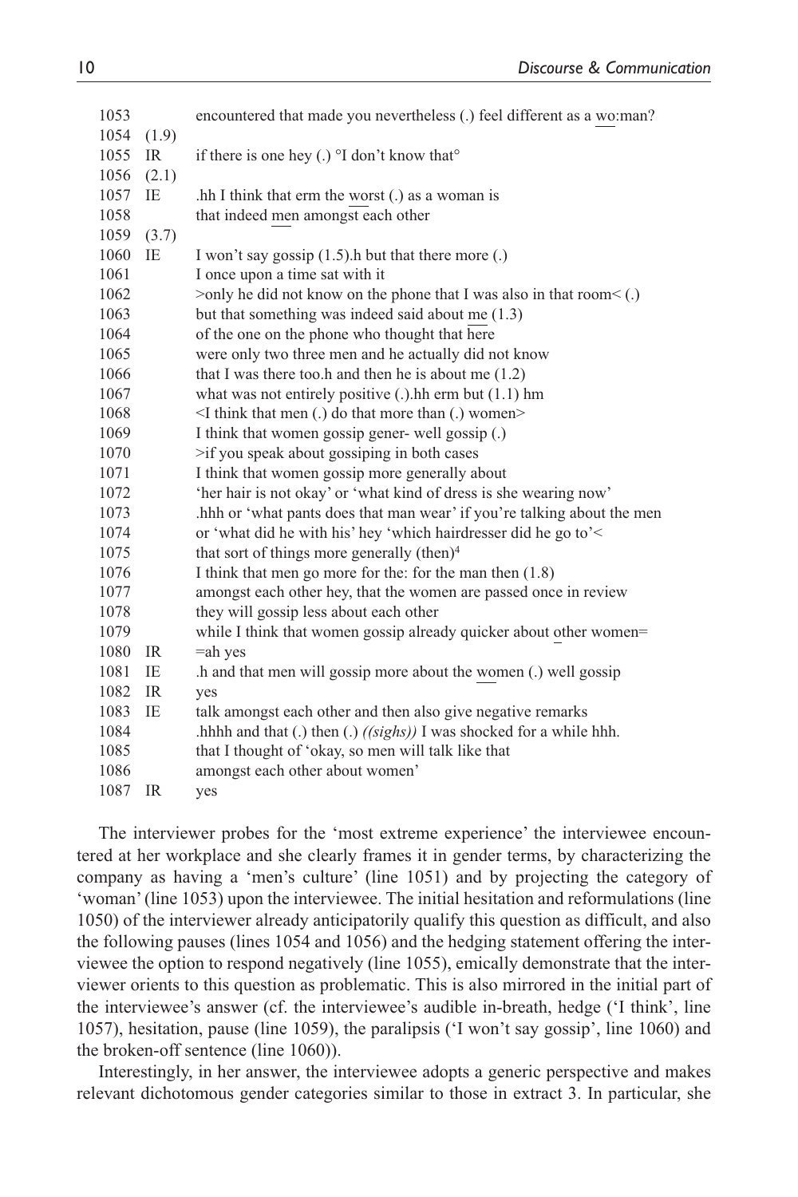```
1053          encountered that made you nevertheless (.) feel different as a wo:man?
1054  (1.9)
1055  IR      if there is one hey (.) °I don't know that°
1056  (2.1)
1057  IE      .hh I think that erm the worst (.) as a woman is
1058          that indeed men amongst each other
1059  (3.7)
1060  IE      I won't say gossip (1.5).h but that there more (.)
1061          I once upon a time sat with it
1062          >only he did not know on the phone that I was also in that room< (.)
1063          but that something was indeed said about me (1.3)
1064          of the one on the phone who thought that here
1065          were only two three men and he actually did not know
1066          that I was there too.h and then he is about me (1.2)
1067          what was not entirely positive (.).hh erm but (1.1) hm
1068          <I think that men (.) do that more than (.) women>
1069          I think that women gossip gener- well gossip (.)
1070          >if you speak about gossiping in both cases
1071          I think that women gossip more generally about
1072          'her hair is not okay' or 'what kind of dress is she wearing now'
1073          .hhh or 'what pants does that man wear' if you're talking about the men
1074          or 'what did he with his' hey 'which hairdresser did he go to'<
1075          that sort of things more generally (then)[4]
1076          I think that men go more for the: for the man then (1.8)
1077          amongst each other hey, that the women are passed once in review
1078          they will gossip less about each other
1079          while I think that women gossip already quicker about other women=
1080  IR      =ah yes
1081  IE      .h and that men will gossip more about the women (.) well gossip
1082  IR      yes
1083  IE      talk amongst each other and then also give negative remarks
1084          .hhhh and that (.) then (.) ((sighs)) I was shocked for a while hhh.
1085          that I thought of 'okay, so men will talk like that
1086          amongst each other about women'
1087  IR      yes
```

The interviewer probes for the 'most extreme experience' the interviewee encountered at her workplace and she clearly frames it in gender terms, by characterizing the company as having a 'men's culture' (line 1051) and by projecting the category of 'woman' (line 1053) upon the interviewee. The initial hesitation and reformulations (line 1050) of the interviewer already anticipatorily qualify this question as difficult, and also the following pauses (lines 1054 and 1056) and the hedging statement offering the interviewee the option to respond negatively (line 1055), emically demonstrate that the interviewer orients to this question as problematic. This is also mirrored in the initial part of the interviewee's answer (cf. the interviewee's audible in-breath, hedge ('I think', line 1057), hesitation, pause (line 1059), the paralipsis ('I won't say gossip', line 1060) and the broken-off sentence (line 1060)).

Interestingly, in her answer, the interviewee adopts a generic perspective and makes relevant dichotomous gender categories similar to those in extract 3. In particular, she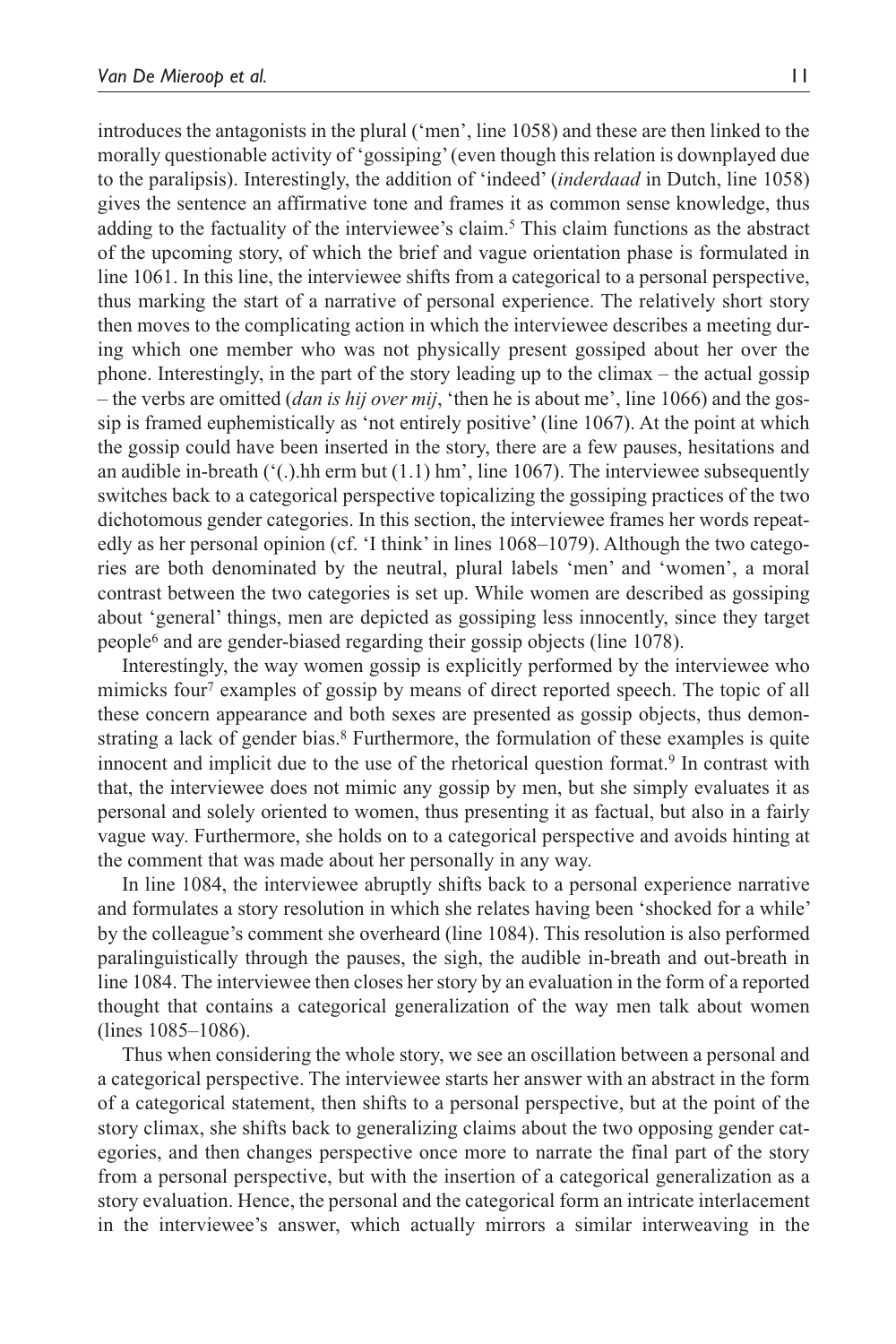introduces the antagonists in the plural ('men', line 1058) and these are then linked to the morally questionable activity of 'gossiping' (even though this relation is downplayed due to the paralipsis). Interestingly, the addition of 'indeed' (*inderdaad* in Dutch, line 1058) gives the sentence an affirmative tone and frames it as common sense knowledge, thus adding to the factuality of the interviewee's claim.[5] This claim functions as the abstract of the upcoming story, of which the brief and vague orientation phase is formulated in line 1061. In this line, the interviewee shifts from a categorical to a personal perspective, thus marking the start of a narrative of personal experience. The relatively short story then moves to the complicating action in which the interviewee describes a meeting during which one member who was not physically present gossiped about her over the phone. Interestingly, in the part of the story leading up to the climax – the actual gossip – the verbs are omitted (*dan is hij over mij*, 'then he is about me', line 1066) and the gossip is framed euphemistically as 'not entirely positive' (line 1067). At the point at which the gossip could have been inserted in the story, there are a few pauses, hesitations and an audible in-breath ('(.).hh erm but (1.1) hm', line 1067). The interviewee subsequently switches back to a categorical perspective topicalizing the gossiping practices of the two dichotomous gender categories. In this section, the interviewee frames her words repeatedly as her personal opinion (cf. 'I think' in lines 1068–1079). Although the two categories are both denominated by the neutral, plural labels 'men' and 'women', a moral contrast between the two categories is set up. While women are described as gossiping about 'general' things, men are depicted as gossiping less innocently, since they target people[6] and are gender-biased regarding their gossip objects (line 1078).

Interestingly, the way women gossip is explicitly performed by the interviewee who mimicks four[7] examples of gossip by means of direct reported speech. The topic of all these concern appearance and both sexes are presented as gossip objects, thus demonstrating a lack of gender bias.[8] Furthermore, the formulation of these examples is quite innocent and implicit due to the use of the rhetorical question format.[9] In contrast with that, the interviewee does not mimic any gossip by men, but she simply evaluates it as personal and solely oriented to women, thus presenting it as factual, but also in a fairly vague way. Furthermore, she holds on to a categorical perspective and avoids hinting at the comment that was made about her personally in any way.

In line 1084, the interviewee abruptly shifts back to a personal experience narrative and formulates a story resolution in which she relates having been 'shocked for a while' by the colleague's comment she overheard (line 1084). This resolution is also performed paralinguistically through the pauses, the sigh, the audible in-breath and out-breath in line 1084. The interviewee then closes her story by an evaluation in the form of a reported thought that contains a categorical generalization of the way men talk about women (lines 1085–1086).

Thus when considering the whole story, we see an oscillation between a personal and a categorical perspective. The interviewee starts her answer with an abstract in the form of a categorical statement, then shifts to a personal perspective, but at the point of the story climax, she shifts back to generalizing claims about the two opposing gender categories, and then changes perspective once more to narrate the final part of the story from a personal perspective, but with the insertion of a categorical generalization as a story evaluation. Hence, the personal and the categorical form an intricate interlacement in the interviewee's answer, which actually mirrors a similar interweaving in the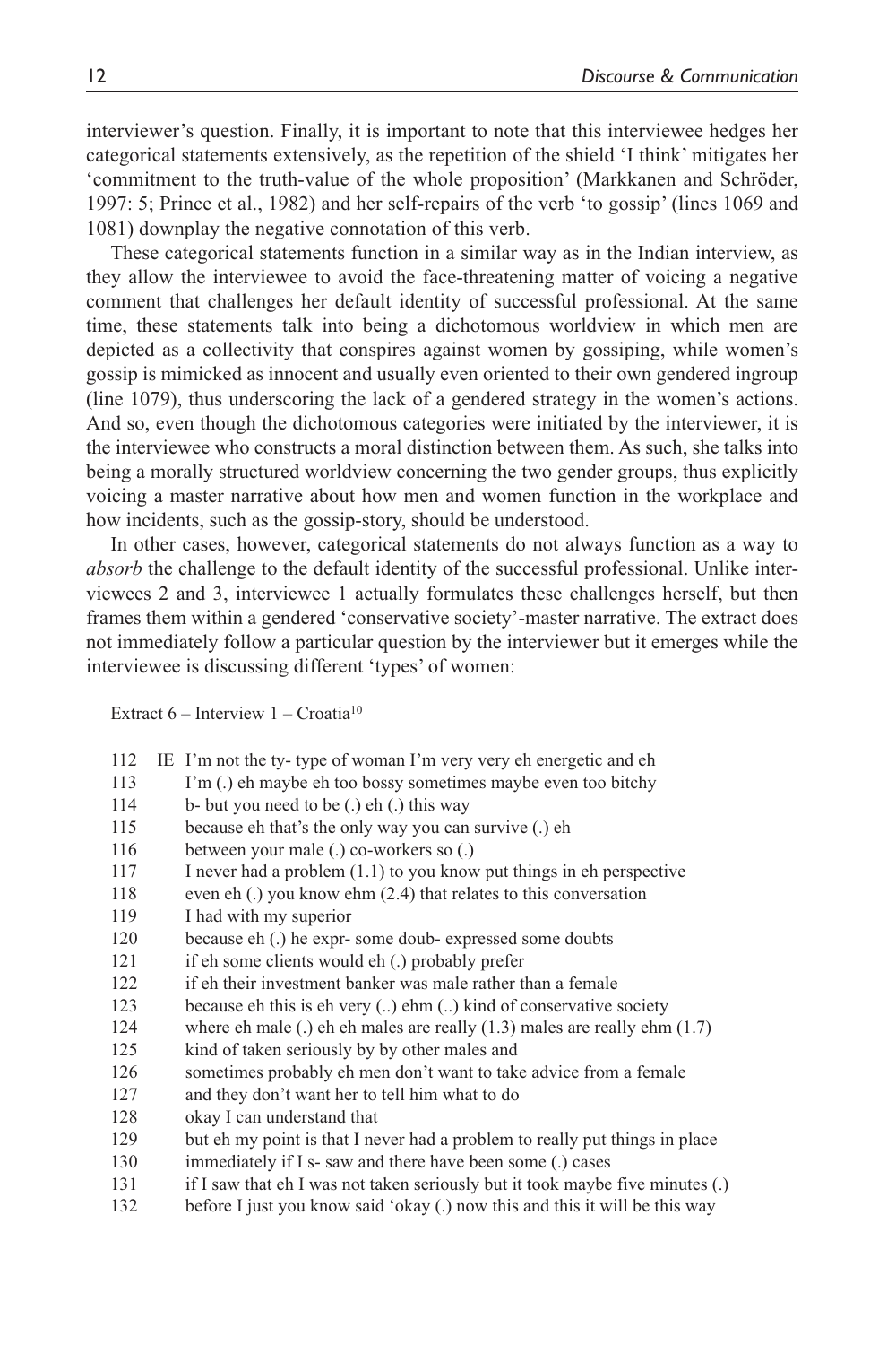interviewer's question. Finally, it is important to note that this interviewee hedges her categorical statements extensively, as the repetition of the shield 'I think' mitigates her 'commitment to the truth-value of the whole proposition' (Markkanen and Schröder, 1997: 5; Prince et al., 1982) and her self-repairs of the verb 'to gossip' (lines 1069 and 1081) downplay the negative connotation of this verb.

These categorical statements function in a similar way as in the Indian interview, as they allow the interviewee to avoid the face-threatening matter of voicing a negative comment that challenges her default identity of successful professional. At the same time, these statements talk into being a dichotomous worldview in which men are depicted as a collectivity that conspires against women by gossiping, while women's gossip is mimicked as innocent and usually even oriented to their own gendered ingroup (line 1079), thus underscoring the lack of a gendered strategy in the women's actions. And so, even though the dichotomous categories were initiated by the interviewer, it is the interviewee who constructs a moral distinction between them. As such, she talks into being a morally structured worldview concerning the two gender groups, thus explicitly voicing a master narrative about how men and women function in the workplace and how incidents, such as the gossip-story, should be understood.

In other cases, however, categorical statements do not always function as a way to *absorb* the challenge to the default identity of the successful professional. Unlike interviewees 2 and 3, interviewee 1 actually formulates these challenges herself, but then frames them within a gendered 'conservative society'-master narrative. The extract does not immediately follow a particular question by the interviewer but it emerges while the interviewee is discussing different 'types' of women:

Extract 6 – Interview 1 – Croatia[10]

```
112  IE  I'm not the ty- type of woman I'm very very eh energetic and eh
113      I'm (.) eh maybe eh too bossy sometimes maybe even too bitchy
114      b- but you need to be (.) eh (.) this way
115      because eh that's the only way you can survive (.) eh
116      between your male (.) co-workers so (.)
117      I never had a problem (1.1) to you know put things in eh perspective
118      even eh (.) you know ehm (2.4) that relates to this conversation
119      I had with my superior
120      because eh (.) he expr- some doub- expressed some doubts
121      if eh some clients would eh (.) probably prefer
122      if eh their investment banker was male rather than a female
123      because eh this is eh very (..) ehm (..) kind of conservative society
124      where eh male (.) eh eh males are really (1.3) males are really ehm (1.7)
125      kind of taken seriously by by other males and
126      sometimes probably eh men don't want to take advice from a female
127      and they don't want her to tell him what to do
128      okay I can understand that
129      but eh my point is that I never had a problem to really put things in place
130      immediately if I s- saw and there have been some (.) cases
131      if I saw that eh I was not taken seriously but it took maybe five minutes (.)
132      before I just you know said 'okay (.) now this and this it will be this way
```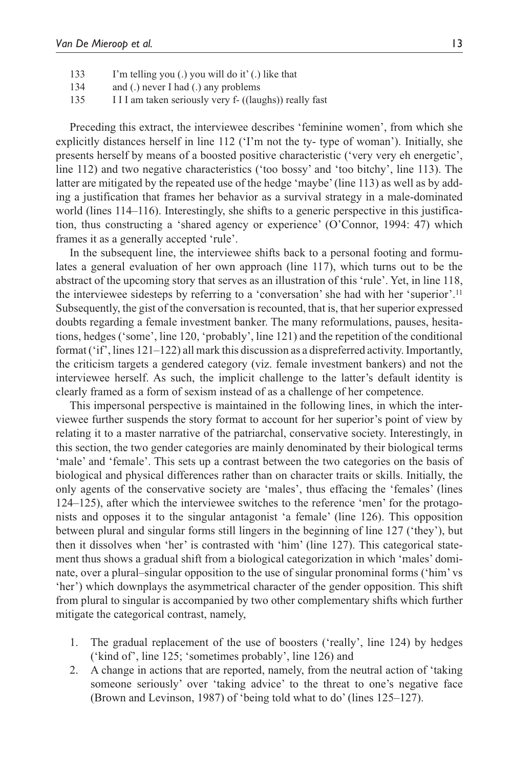133 I'm telling you (.) you will do it' (.) like that
134 and (.) never I had (.) any problems
135 I I I am taken seriously very f- ((laughs)) really fast

Preceding this extract, the interviewee describes 'feminine women', from which she explicitly distances herself in line 112 ('I'm not the ty- type of woman'). Initially, she presents herself by means of a boosted positive characteristic ('very very eh energetic', line 112) and two negative characteristics ('too bossy' and 'too bitchy', line 113). The latter are mitigated by the repeated use of the hedge 'maybe' (line 113) as well as by adding a justification that frames her behavior as a survival strategy in a male-dominated world (lines 114–116). Interestingly, she shifts to a generic perspective in this justification, thus constructing a 'shared agency or experience' (O'Connor, 1994: 47) which frames it as a generally accepted 'rule'.

In the subsequent line, the interviewee shifts back to a personal footing and formulates a general evaluation of her own approach (line 117), which turns out to be the abstract of the upcoming story that serves as an illustration of this 'rule'. Yet, in line 118, the interviewee sidesteps by referring to a 'conversation' she had with her 'superior'.[11] Subsequently, the gist of the conversation is recounted, that is, that her superior expressed doubts regarding a female investment banker. The many reformulations, pauses, hesitations, hedges ('some', line 120, 'probably', line 121) and the repetition of the conditional format ('if', lines 121–122) all mark this discussion as a dispreferred activity. Importantly, the criticism targets a gendered category (viz. female investment bankers) and not the interviewee herself. As such, the implicit challenge to the latter's default identity is clearly framed as a form of sexism instead of as a challenge of her competence.

This impersonal perspective is maintained in the following lines, in which the interviewee further suspends the story format to account for her superior's point of view by relating it to a master narrative of the patriarchal, conservative society. Interestingly, in this section, the two gender categories are mainly denominated by their biological terms 'male' and 'female'. This sets up a contrast between the two categories on the basis of biological and physical differences rather than on character traits or skills. Initially, the only agents of the conservative society are 'males', thus effacing the 'females' (lines 124–125), after which the interviewee switches to the reference 'men' for the protagonists and opposes it to the singular antagonist 'a female' (line 126). This opposition between plural and singular forms still lingers in the beginning of line 127 ('they'), but then it dissolves when 'her' is contrasted with 'him' (line 127). This categorical statement thus shows a gradual shift from a biological categorization in which 'males' dominate, over a plural–singular opposition to the use of singular pronominal forms ('him' vs 'her') which downplays the asymmetrical character of the gender opposition. This shift from plural to singular is accompanied by two other complementary shifts which further mitigate the categorical contrast, namely,

1. The gradual replacement of the use of boosters ('really', line 124) by hedges ('kind of', line 125; 'sometimes probably', line 126) and
2. A change in actions that are reported, namely, from the neutral action of 'taking someone seriously' over 'taking advice' to the threat to one's negative face (Brown and Levinson, 1987) of 'being told what to do' (lines 125–127).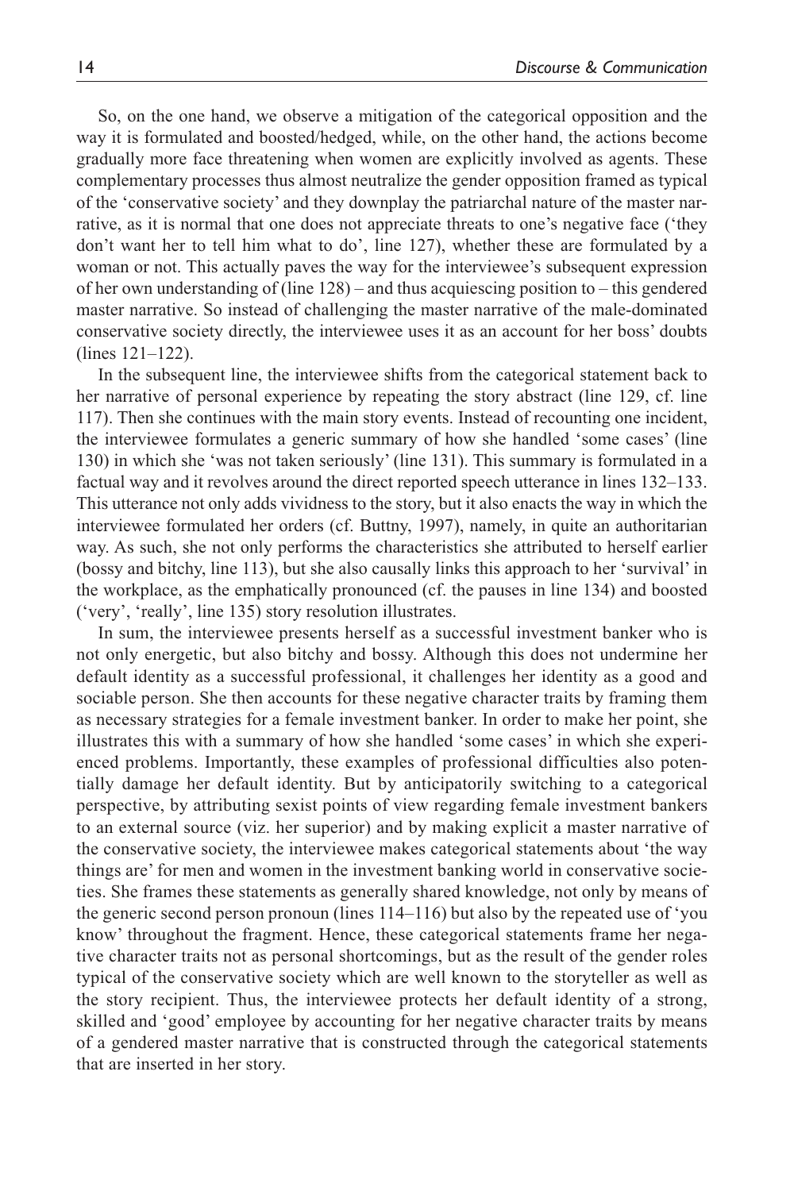So, on the one hand, we observe a mitigation of the categorical opposition and the way it is formulated and boosted/hedged, while, on the other hand, the actions become gradually more face threatening when women are explicitly involved as agents. These complementary processes thus almost neutralize the gender opposition framed as typical of the 'conservative society' and they downplay the patriarchal nature of the master narrative, as it is normal that one does not appreciate threats to one's negative face ('they don't want her to tell him what to do', line 127), whether these are formulated by a woman or not. This actually paves the way for the interviewee's subsequent expression of her own understanding of (line 128) – and thus acquiescing position to – this gendered master narrative. So instead of challenging the master narrative of the male-dominated conservative society directly, the interviewee uses it as an account for her boss' doubts (lines 121–122).

In the subsequent line, the interviewee shifts from the categorical statement back to her narrative of personal experience by repeating the story abstract (line 129, cf. line 117). Then she continues with the main story events. Instead of recounting one incident, the interviewee formulates a generic summary of how she handled 'some cases' (line 130) in which she 'was not taken seriously' (line 131). This summary is formulated in a factual way and it revolves around the direct reported speech utterance in lines 132–133. This utterance not only adds vividness to the story, but it also enacts the way in which the interviewee formulated her orders (cf. Buttny, 1997), namely, in quite an authoritarian way. As such, she not only performs the characteristics she attributed to herself earlier (bossy and bitchy, line 113), but she also causally links this approach to her 'survival' in the workplace, as the emphatically pronounced (cf. the pauses in line 134) and boosted ('very', 'really', line 135) story resolution illustrates.

In sum, the interviewee presents herself as a successful investment banker who is not only energetic, but also bitchy and bossy. Although this does not undermine her default identity as a successful professional, it challenges her identity as a good and sociable person. She then accounts for these negative character traits by framing them as necessary strategies for a female investment banker. In order to make her point, she illustrates this with a summary of how she handled 'some cases' in which she experienced problems. Importantly, these examples of professional difficulties also potentially damage her default identity. But by anticipatorily switching to a categorical perspective, by attributing sexist points of view regarding female investment bankers to an external source (viz. her superior) and by making explicit a master narrative of the conservative society, the interviewee makes categorical statements about 'the way things are' for men and women in the investment banking world in conservative societies. She frames these statements as generally shared knowledge, not only by means of the generic second person pronoun (lines 114–116) but also by the repeated use of 'you know' throughout the fragment. Hence, these categorical statements frame her negative character traits not as personal shortcomings, but as the result of the gender roles typical of the conservative society which are well known to the storyteller as well as the story recipient. Thus, the interviewee protects her default identity of a strong, skilled and 'good' employee by accounting for her negative character traits by means of a gendered master narrative that is constructed through the categorical statements that are inserted in her story.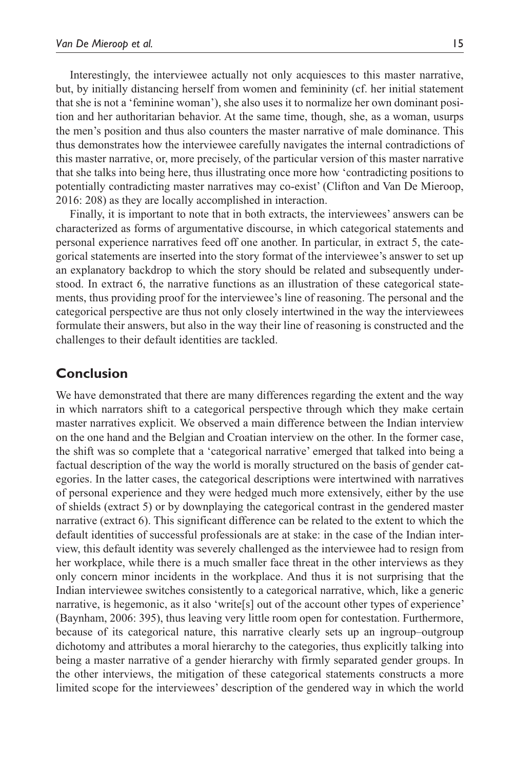Interestingly, the interviewee actually not only acquiesces to this master narrative, but, by initially distancing herself from women and femininity (cf. her initial statement that she is not a 'feminine woman'), she also uses it to normalize her own dominant position and her authoritarian behavior. At the same time, though, she, as a woman, usurps the men's position and thus also counters the master narrative of male dominance. This thus demonstrates how the interviewee carefully navigates the internal contradictions of this master narrative, or, more precisely, of the particular version of this master narrative that she talks into being here, thus illustrating once more how 'contradicting positions to potentially contradicting master narratives may co-exist' (Clifton and Van De Mieroop, 2016: 208) as they are locally accomplished in interaction.

Finally, it is important to note that in both extracts, the interviewees' answers can be characterized as forms of argumentative discourse, in which categorical statements and personal experience narratives feed off one another. In particular, in extract 5, the categorical statements are inserted into the story format of the interviewee's answer to set up an explanatory backdrop to which the story should be related and subsequently understood. In extract 6, the narrative functions as an illustration of these categorical statements, thus providing proof for the interviewee's line of reasoning. The personal and the categorical perspective are thus not only closely intertwined in the way the interviewees formulate their answers, but also in the way their line of reasoning is constructed and the challenges to their default identities are tackled.

## Conclusion

We have demonstrated that there are many differences regarding the extent and the way in which narrators shift to a categorical perspective through which they make certain master narratives explicit. We observed a main difference between the Indian interview on the one hand and the Belgian and Croatian interview on the other. In the former case, the shift was so complete that a 'categorical narrative' emerged that talked into being a factual description of the way the world is morally structured on the basis of gender categories. In the latter cases, the categorical descriptions were intertwined with narratives of personal experience and they were hedged much more extensively, either by the use of shields (extract 5) or by downplaying the categorical contrast in the gendered master narrative (extract 6). This significant difference can be related to the extent to which the default identities of successful professionals are at stake: in the case of the Indian interview, this default identity was severely challenged as the interviewee had to resign from her workplace, while there is a much smaller face threat in the other interviews as they only concern minor incidents in the workplace. And thus it is not surprising that the Indian interviewee switches consistently to a categorical narrative, which, like a generic narrative, is hegemonic, as it also 'write[s] out of the account other types of experience' (Baynham, 2006: 395), thus leaving very little room open for contestation. Furthermore, because of its categorical nature, this narrative clearly sets up an ingroup–outgroup dichotomy and attributes a moral hierarchy to the categories, thus explicitly talking into being a master narrative of a gender hierarchy with firmly separated gender groups. In the other interviews, the mitigation of these categorical statements constructs a more limited scope for the interviewees' description of the gendered way in which the world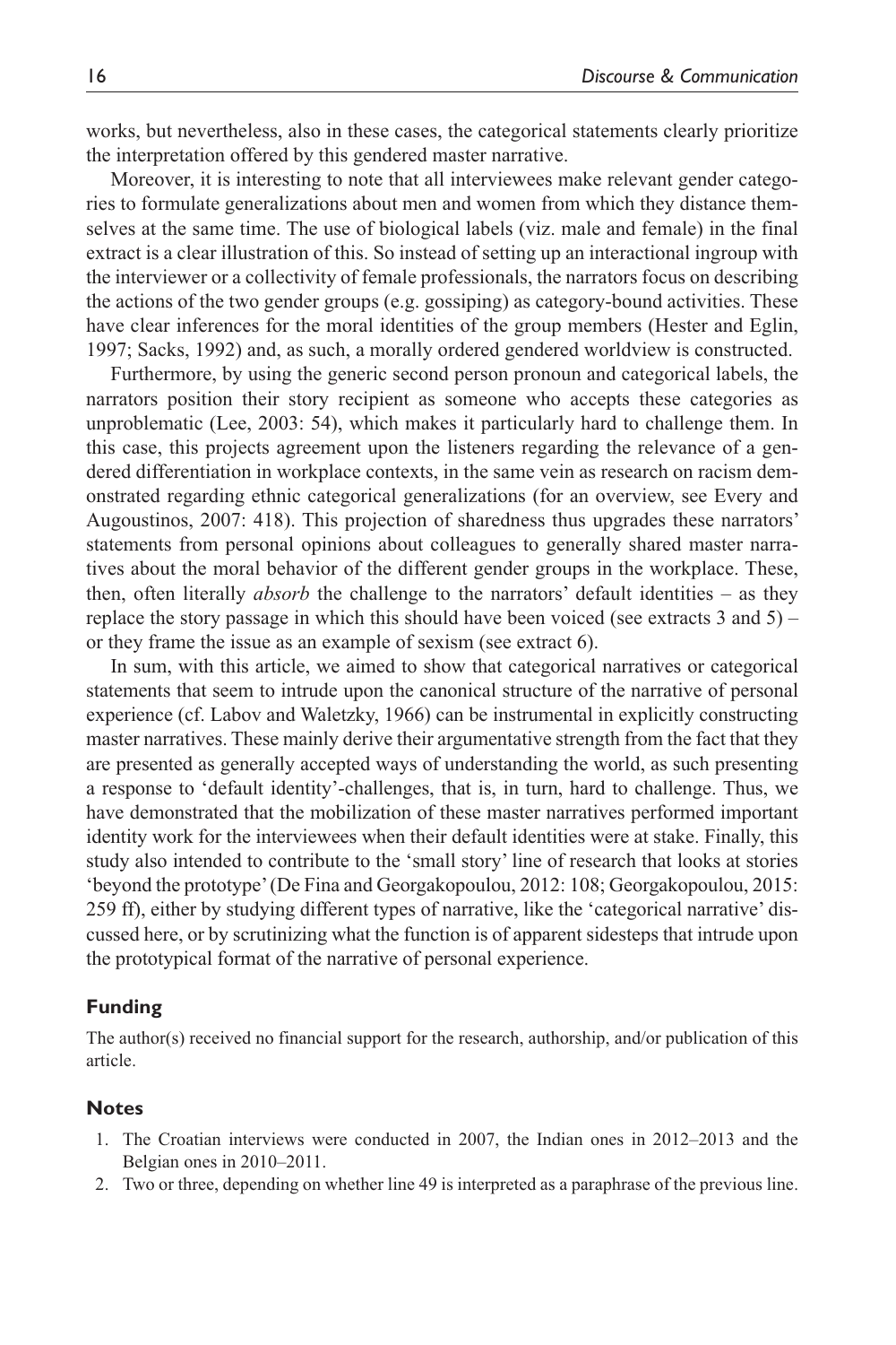works, but nevertheless, also in these cases, the categorical statements clearly prioritize the interpretation offered by this gendered master narrative.

Moreover, it is interesting to note that all interviewees make relevant gender categories to formulate generalizations about men and women from which they distance themselves at the same time. The use of biological labels (viz. male and female) in the final extract is a clear illustration of this. So instead of setting up an interactional ingroup with the interviewer or a collectivity of female professionals, the narrators focus on describing the actions of the two gender groups (e.g. gossiping) as category-bound activities. These have clear inferences for the moral identities of the group members (Hester and Eglin, 1997; Sacks, 1992) and, as such, a morally ordered gendered worldview is constructed.

Furthermore, by using the generic second person pronoun and categorical labels, the narrators position their story recipient as someone who accepts these categories as unproblematic (Lee, 2003: 54), which makes it particularly hard to challenge them. In this case, this projects agreement upon the listeners regarding the relevance of a gendered differentiation in workplace contexts, in the same vein as research on racism demonstrated regarding ethnic categorical generalizations (for an overview, see Every and Augoustinos, 2007: 418). This projection of sharedness thus upgrades these narrators' statements from personal opinions about colleagues to generally shared master narratives about the moral behavior of the different gender groups in the workplace. These, then, often literally *absorb* the challenge to the narrators' default identities – as they replace the story passage in which this should have been voiced (see extracts 3 and 5) – or they frame the issue as an example of sexism (see extract 6).

In sum, with this article, we aimed to show that categorical narratives or categorical statements that seem to intrude upon the canonical structure of the narrative of personal experience (cf. Labov and Waletzky, 1966) can be instrumental in explicitly constructing master narratives. These mainly derive their argumentative strength from the fact that they are presented as generally accepted ways of understanding the world, as such presenting a response to 'default identity'-challenges, that is, in turn, hard to challenge. Thus, we have demonstrated that the mobilization of these master narratives performed important identity work for the interviewees when their default identities were at stake. Finally, this study also intended to contribute to the 'small story' line of research that looks at stories 'beyond the prototype' (De Fina and Georgakopoulou, 2012: 108; Georgakopoulou, 2015: 259 ff), either by studying different types of narrative, like the 'categorical narrative' discussed here, or by scrutinizing what the function is of apparent sidesteps that intrude upon the prototypical format of the narrative of personal experience.

## Funding

The author(s) received no financial support for the research, authorship, and/or publication of this article.

## Notes

1. The Croatian interviews were conducted in 2007, the Indian ones in 2012–2013 and the Belgian ones in 2010–2011.
2. Two or three, depending on whether line 49 is interpreted as a paraphrase of the previous line.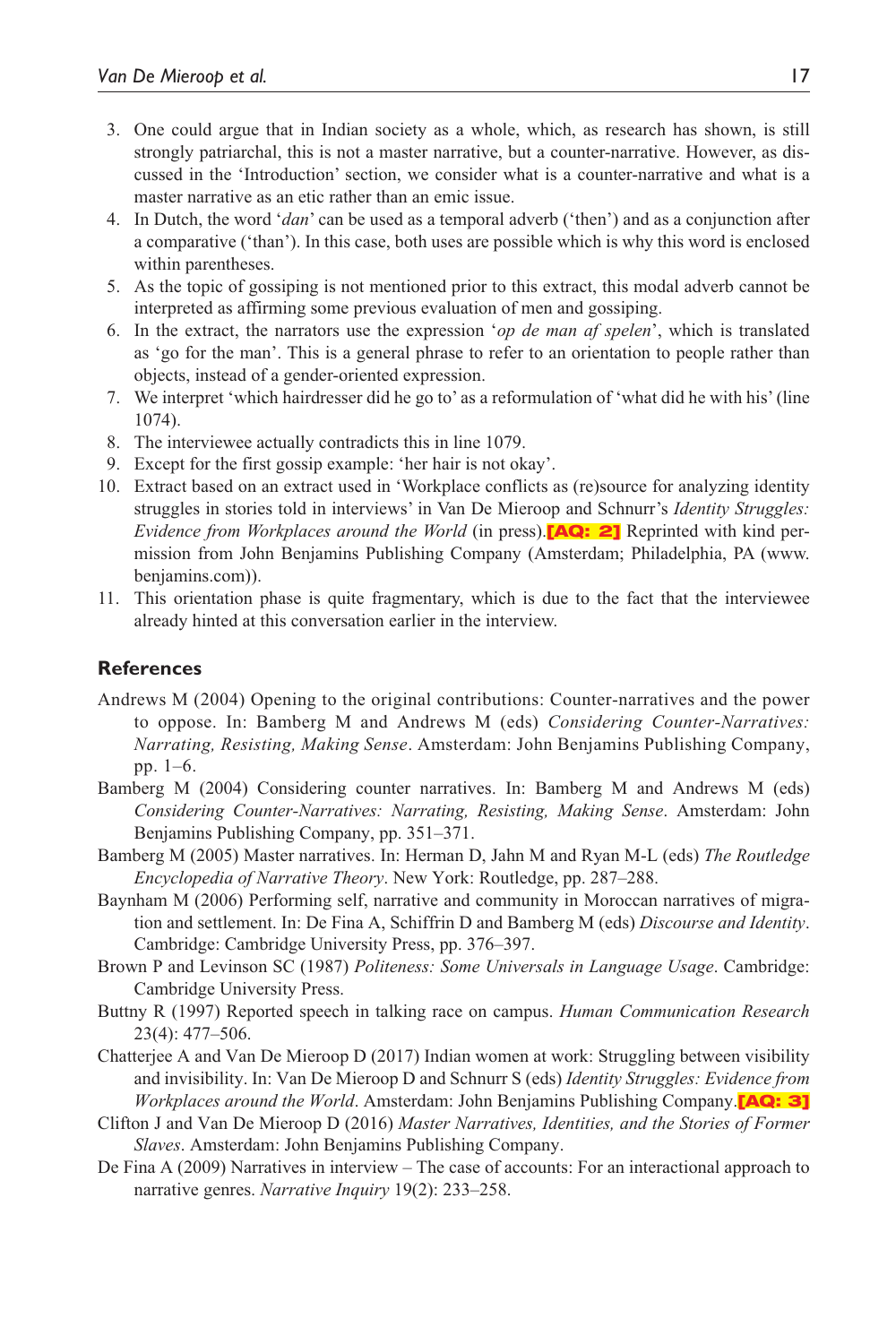3. One could argue that in Indian society as a whole, which, as research has shown, is still strongly patriarchal, this is not a master narrative, but a counter-narrative. However, as discussed in the 'Introduction' section, we consider what is a counter-narrative and what is a master narrative as an etic rather than an emic issue.
4. In Dutch, the word '*dan*' can be used as a temporal adverb ('then') and as a conjunction after a comparative ('than'). In this case, both uses are possible which is why this word is enclosed within parentheses.
5. As the topic of gossiping is not mentioned prior to this extract, this modal adverb cannot be interpreted as affirming some previous evaluation of men and gossiping.
6. In the extract, the narrators use the expression '*op de man af spelen*', which is translated as 'go for the man'. This is a general phrase to refer to an orientation to people rather than objects, instead of a gender-oriented expression.
7. We interpret 'which hairdresser did he go to' as a reformulation of 'what did he with his' (line 1074).
8. The interviewee actually contradicts this in line 1079.
9. Except for the first gossip example: 'her hair is not okay'.
10. Extract based on an extract used in 'Workplace conflicts as (re)source for analyzing identity struggles in stories told in interviews' in Van De Mieroop and Schnurr's *Identity Struggles: Evidence from Workplaces around the World* (in press).**[AQ: 2]** Reprinted with kind permission from John Benjamins Publishing Company (Amsterdam; Philadelphia, PA (www.benjamins.com)).
11. This orientation phase is quite fragmentary, which is due to the fact that the interviewee already hinted at this conversation earlier in the interview.

## References

Andrews M (2004) Opening to the original contributions: Counter-narratives and the power to oppose. In: Bamberg M and Andrews M (eds) *Considering Counter-Narratives: Narrating, Resisting, Making Sense*. Amsterdam: John Benjamins Publishing Company, pp. 1–6.

Bamberg M (2004) Considering counter narratives. In: Bamberg M and Andrews M (eds) *Considering Counter-Narratives: Narrating, Resisting, Making Sense*. Amsterdam: John Benjamins Publishing Company, pp. 351–371.

Bamberg M (2005) Master narratives. In: Herman D, Jahn M and Ryan M-L (eds) *The Routledge Encyclopedia of Narrative Theory*. New York: Routledge, pp. 287–288.

Baynham M (2006) Performing self, narrative and community in Moroccan narratives of migration and settlement. In: De Fina A, Schiffrin D and Bamberg M (eds) *Discourse and Identity*. Cambridge: Cambridge University Press, pp. 376–397.

Brown P and Levinson SC (1987) *Politeness: Some Universals in Language Usage*. Cambridge: Cambridge University Press.

Buttny R (1997) Reported speech in talking race on campus. *Human Communication Research* 23(4): 477–506.

Chatterjee A and Van De Mieroop D (2017) Indian women at work: Struggling between visibility and invisibility. In: Van De Mieroop D and Schnurr S (eds) *Identity Struggles: Evidence from Workplaces around the World*. Amsterdam: John Benjamins Publishing Company.**[AQ: 3]**

Clifton J and Van De Mieroop D (2016) *Master Narratives, Identities, and the Stories of Former Slaves*. Amsterdam: John Benjamins Publishing Company.

De Fina A (2009) Narratives in interview – The case of accounts: For an interactional approach to narrative genres. *Narrative Inquiry* 19(2): 233–258.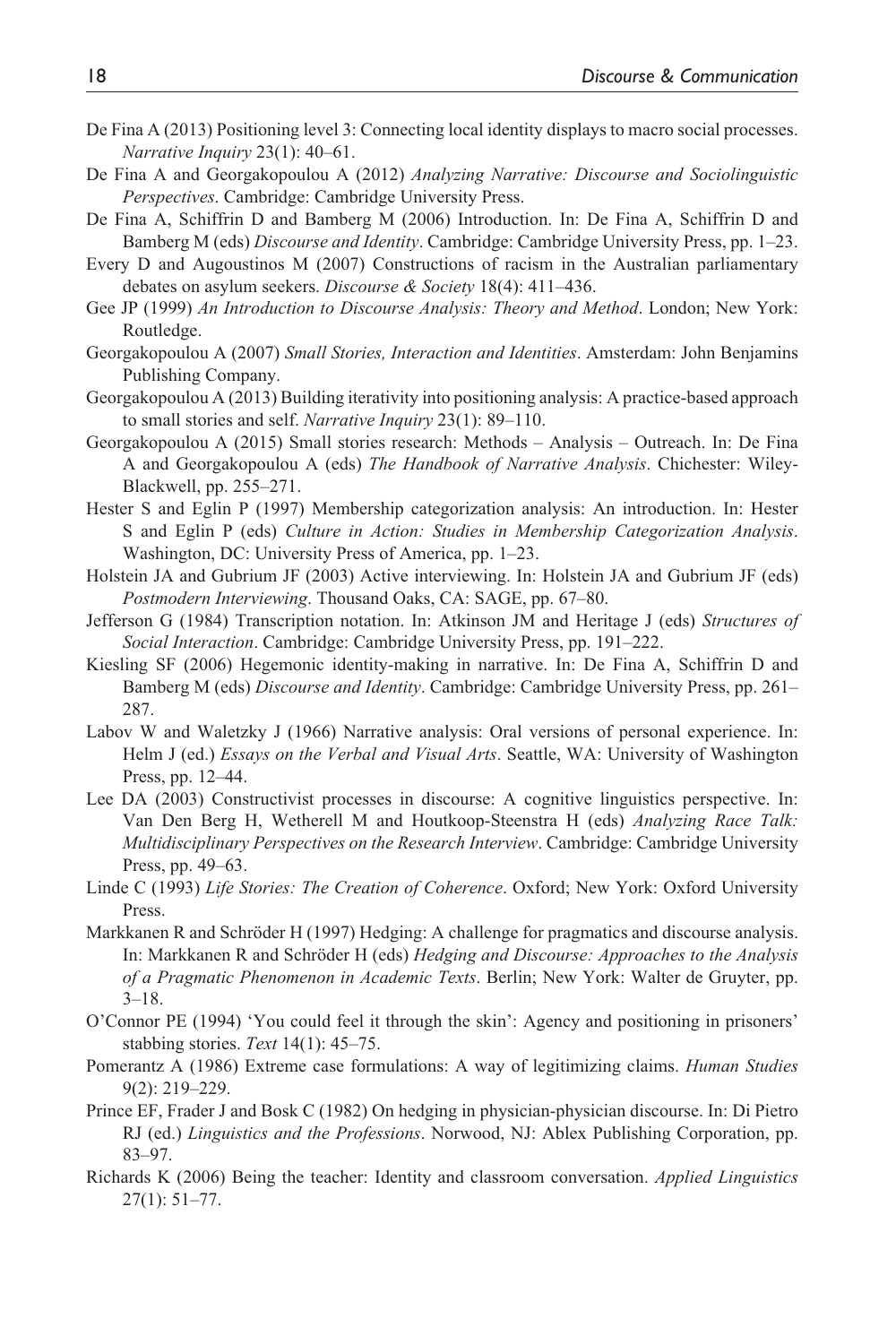De Fina A (2013) Positioning level 3: Connecting local identity displays to macro social processes. *Narrative Inquiry* 23(1): 40–61.

De Fina A and Georgakopoulou A (2012) *Analyzing Narrative: Discourse and Sociolinguistic Perspectives*. Cambridge: Cambridge University Press.

De Fina A, Schiffrin D and Bamberg M (2006) Introduction. In: De Fina A, Schiffrin D and Bamberg M (eds) *Discourse and Identity*. Cambridge: Cambridge University Press, pp. 1–23.

Every D and Augoustinos M (2007) Constructions of racism in the Australian parliamentary debates on asylum seekers. *Discourse & Society* 18(4): 411–436.

Gee JP (1999) *An Introduction to Discourse Analysis: Theory and Method*. London; New York: Routledge.

Georgakopoulou A (2007) *Small Stories, Interaction and Identities*. Amsterdam: John Benjamins Publishing Company.

Georgakopoulou A (2013) Building iterativity into positioning analysis: A practice-based approach to small stories and self. *Narrative Inquiry* 23(1): 89–110.

Georgakopoulou A (2015) Small stories research: Methods – Analysis – Outreach. In: De Fina A and Georgakopoulou A (eds) *The Handbook of Narrative Analysis*. Chichester: Wiley-Blackwell, pp. 255–271.

Hester S and Eglin P (1997) Membership categorization analysis: An introduction. In: Hester S and Eglin P (eds) *Culture in Action: Studies in Membership Categorization Analysis*. Washington, DC: University Press of America, pp. 1–23.

Holstein JA and Gubrium JF (2003) Active interviewing. In: Holstein JA and Gubrium JF (eds) *Postmodern Interviewing*. Thousand Oaks, CA: SAGE, pp. 67–80.

Jefferson G (1984) Transcription notation. In: Atkinson JM and Heritage J (eds) *Structures of Social Interaction*. Cambridge: Cambridge University Press, pp. 191–222.

Kiesling SF (2006) Hegemonic identity-making in narrative. In: De Fina A, Schiffrin D and Bamberg M (eds) *Discourse and Identity*. Cambridge: Cambridge University Press, pp. 261–287.

Labov W and Waletzky J (1966) Narrative analysis: Oral versions of personal experience. In: Helm J (ed.) *Essays on the Verbal and Visual Arts*. Seattle, WA: University of Washington Press, pp. 12–44.

Lee DA (2003) Constructivist processes in discourse: A cognitive linguistics perspective. In: Van Den Berg H, Wetherell M and Houtkoop-Steenstra H (eds) *Analyzing Race Talk: Multidisciplinary Perspectives on the Research Interview*. Cambridge: Cambridge University Press, pp. 49–63.

Linde C (1993) *Life Stories: The Creation of Coherence*. Oxford; New York: Oxford University Press.

Markkanen R and Schröder H (1997) Hedging: A challenge for pragmatics and discourse analysis. In: Markkanen R and Schröder H (eds) *Hedging and Discourse: Approaches to the Analysis of a Pragmatic Phenomenon in Academic Texts*. Berlin; New York: Walter de Gruyter, pp. 3–18.

O'Connor PE (1994) 'You could feel it through the skin': Agency and positioning in prisoners' stabbing stories. *Text* 14(1): 45–75.

Pomerantz A (1986) Extreme case formulations: A way of legitimizing claims. *Human Studies* 9(2): 219–229.

Prince EF, Frader J and Bosk C (1982) On hedging in physician-physician discourse. In: Di Pietro RJ (ed.) *Linguistics and the Professions*. Norwood, NJ: Ablex Publishing Corporation, pp. 83–97.

Richards K (2006) Being the teacher: Identity and classroom conversation. *Applied Linguistics* 27(1): 51–77.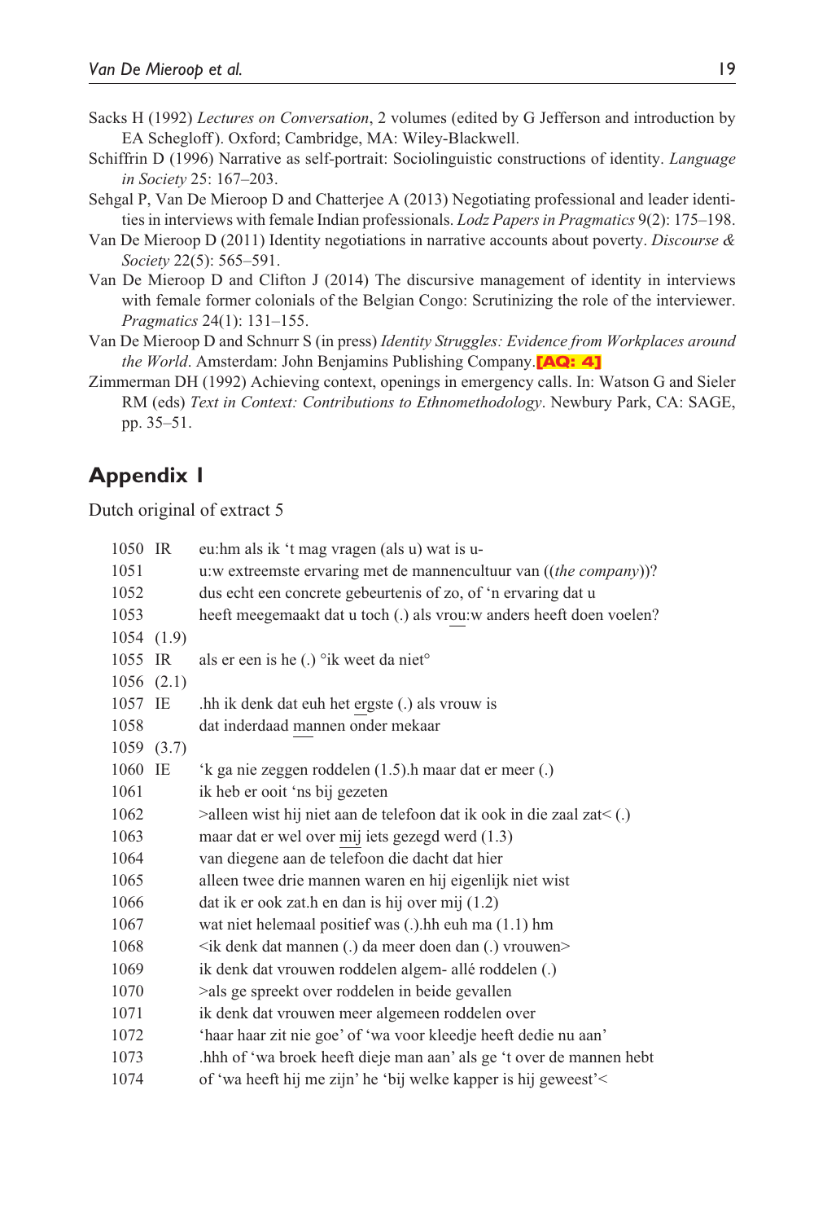Sacks H (1992) *Lectures on Conversation*, 2 volumes (edited by G Jefferson and introduction by EA Schegloff). Oxford; Cambridge, MA: Wiley-Blackwell.

Schiffrin D (1996) Narrative as self-portrait: Sociolinguistic constructions of identity. *Language in Society* 25: 167–203.

Sehgal P, Van De Mieroop D and Chatterjee A (2013) Negotiating professional and leader identities in interviews with female Indian professionals. *Lodz Papers in Pragmatics* 9(2): 175–198.

Van De Mieroop D (2011) Identity negotiations in narrative accounts about poverty. *Discourse & Society* 22(5): 565–591.

Van De Mieroop D and Clifton J (2014) The discursive management of identity in interviews with female former colonials of the Belgian Congo: Scrutinizing the role of the interviewer. *Pragmatics* 24(1): 131–155.

Van De Mieroop D and Schnurr S (in press) *Identity Struggles: Evidence from Workplaces around the World*. Amsterdam: John Benjamins Publishing Company.**[AQ: 4]**

Zimmerman DH (1992) Achieving context, openings in emergency calls. In: Watson G and Sieler RM (eds) *Text in Context: Contributions to Ethnomethodology*. Newbury Park, CA: SAGE, pp. 35–51.

## Appendix 1

Dutch original of extract 5

```
1050 IR    eu:hm als ik 't mag vragen (als u) wat is u-
1051       u:w extreemste ervaring met de mannencultuur van ((the company))?
1052       dus echt een concrete gebeurtenis of zo, of 'n ervaring dat u
1053       heeft meegemaakt dat u toch (.) als vrou:w anders heeft doen voelen?
1054 (1.9)
1055 IR    als er een is he (.) °ik weet da niet°
1056 (2.1)
1057 IE    .hh ik denk dat euh het ergste (.) als vrouw is
1058       dat inderdaad mannen onder mekaar
1059 (3.7)
1060 IE    'k ga nie zeggen roddelen (1.5).h maar dat er meer (.)
1061       ik heb er ooit 'ns bij gezeten
1062       >alleen wist hij niet aan de telefoon dat ik ook in die zaal zat< (.)
1063       maar dat er wel over mij iets gezegd werd (1.3)
1064       van diegene aan de telefoon die dacht dat hier
1065       alleen twee drie mannen waren en hij eigenlijk niet wist
1066       dat ik er ook zat.h en dan is hij over mij (1.2)
1067       wat niet helemaal positief was (.).hh euh ma (1.1) hm
1068       <ik denk dat mannen (.) da meer doen dan (.) vrouwen>
1069       ik denk dat vrouwen roddelen algem- allé roddelen (.)
1070       >als ge spreekt over roddelen in beide gevallen
1071       ik denk dat vrouwen meer algemeen roddelen over
1072       'haar haar zit nie goe' of 'wa voor kleedje heeft dedie nu aan'
1073       .hhh of 'wa broek heeft dieje man aan' als ge 't over de mannen hebt
1074       of 'wa heeft hij me zijn' he 'bij welke kapper is hij geweest'<
```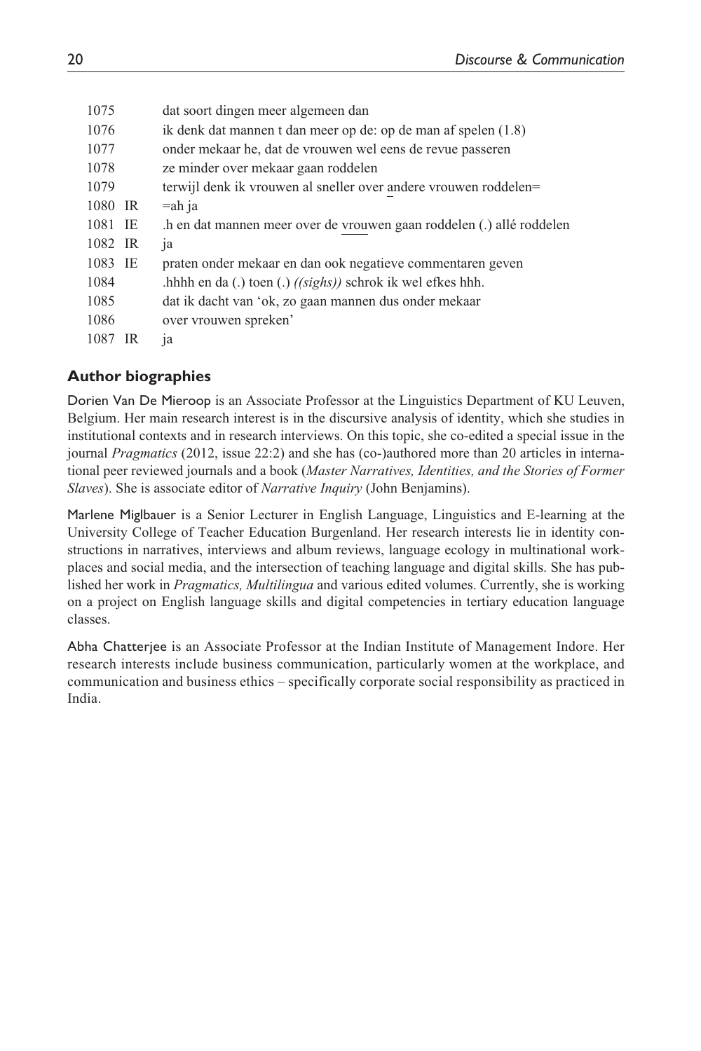1075 dat soort dingen meer algemeen dan
1076 ik denk dat mannen t dan meer op de: op de man af spelen (1.8)
1077 onder mekaar he, dat de vrouwen wel eens de revue passeren
1078 ze minder over mekaar gaan roddelen
1079 terwijl denk ik vrouwen al sneller over andere vrouwen roddelen=
1080 IR =ah ja
1081 IE .h en dat mannen meer over de vrouwen gaan roddelen (.) allé roddelen
1082 IR ja
1083 IE praten onder mekaar en dan ook negatieve commentaren geven
1084 .hhhh en da (.) toen (.) *((sighs))* schrok ik wel efkes hhh.
1085 dat ik dacht van 'ok, zo gaan mannen dus onder mekaar
1086 over vrouwen spreken'
1087 IR ja

## Author biographies

Dorien Van De Mieroop is an Associate Professor at the Linguistics Department of KU Leuven, Belgium. Her main research interest is in the discursive analysis of identity, which she studies in institutional contexts and in research interviews. On this topic, she co-edited a special issue in the journal *Pragmatics* (2012, issue 22:2) and she has (co-)authored more than 20 articles in international peer reviewed journals and a book (*Master Narratives, Identities, and the Stories of Former Slaves*). She is associate editor of *Narrative Inquiry* (John Benjamins).

Marlene Miglbauer is a Senior Lecturer in English Language, Linguistics and E-learning at the University College of Teacher Education Burgenland. Her research interests lie in identity constructions in narratives, interviews and album reviews, language ecology in multinational workplaces and social media, and the intersection of teaching language and digital skills. She has published her work in *Pragmatics, Multilingua* and various edited volumes. Currently, she is working on a project on English language skills and digital competencies in tertiary education language classes.

Abha Chatterjee is an Associate Professor at the Indian Institute of Management Indore. Her research interests include business communication, particularly women at the workplace, and communication and business ethics – specifically corporate social responsibility as practiced in India.